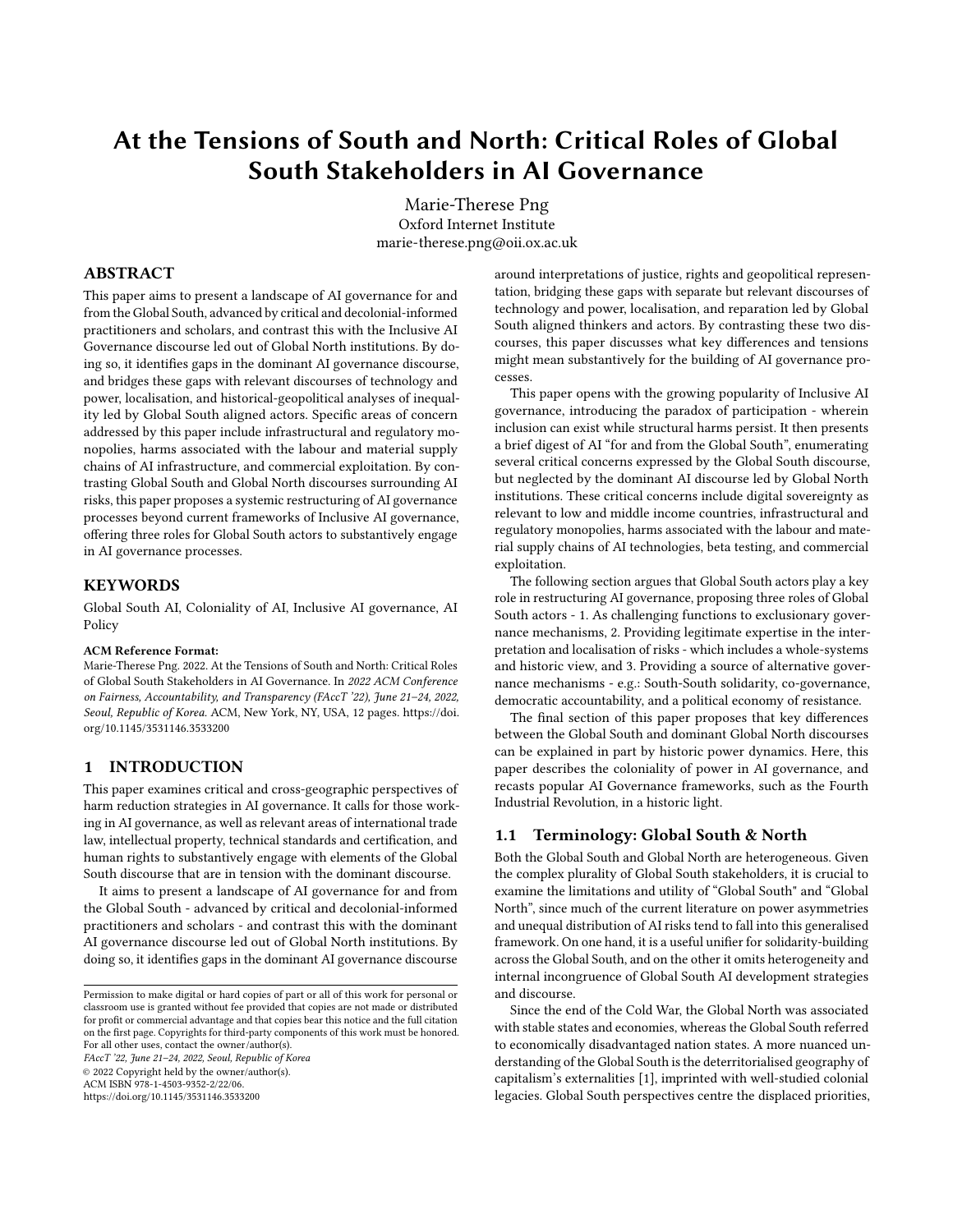# At the Tensions of South and North: Critical Roles of Global South Stakeholders in AI Governance

Marie-Therese Png
Oxford Internet Institute
marie-therese.png@oii.ox.ac.uk

## ABSTRACT

This paper aims to present a landscape of AI governance for and from the Global South, advanced by critical and decolonial-informed practitioners and scholars, and contrast this with the Inclusive AI Governance discourse led out of Global North institutions. By doing so, it identifies gaps in the dominant AI governance discourse, and bridges these gaps with relevant discourses of technology and power, localisation, and historical-geopolitical analyses of inequality led by Global South aligned actors. Specific areas of concern addressed by this paper include infrastructural and regulatory monopolies, harms associated with the labour and material supply chains of AI infrastructure, and commercial exploitation. By contrasting Global South and Global North discourses surrounding AI risks, this paper proposes a systemic restructuring of AI governance processes beyond current frameworks of Inclusive AI governance, offering three roles for Global South actors to substantively engage in AI governance processes.

## KEYWORDS

Global South AI, Coloniality of AI, Inclusive AI governance, AI Policy

**ACM Reference Format:**
Marie-Therese Png. 2022. At the Tensions of South and North: Critical Roles of Global South Stakeholders in AI Governance. In *2022 ACM Conference on Fairness, Accountability, and Transparency (FAccT '22), June 21–24, 2022, Seoul, Republic of Korea.* ACM, New York, NY, USA, 12 pages. https://doi.org/10.1145/3531146.3533200

## 1 INTRODUCTION

This paper examines critical and cross-geographic perspectives of harm reduction strategies in AI governance. It calls for those working in AI governance, as well as relevant areas of international trade law, intellectual property, technical standards and certification, and human rights to substantively engage with elements of the Global South discourse that are in tension with the dominant discourse.

It aims to present a landscape of AI governance for and from the Global South - advanced by critical and decolonial-informed practitioners and scholars - and contrast this with the dominant AI governance discourse led out of Global North institutions. By doing so, it identifies gaps in the dominant AI governance discourse around interpretations of justice, rights and geopolitical representation, bridging these gaps with separate but relevant discourses of technology and power, localisation, and reparation led by Global South aligned thinkers and actors. By contrasting these two discourses, this paper discusses what key differences and tensions might mean substantively for the building of AI governance processes.

This paper opens with the growing popularity of Inclusive AI governance, introducing the paradox of participation - wherein inclusion can exist while structural harms persist. It then presents a brief digest of AI "for and from the Global South", enumerating several critical concerns expressed by the Global South discourse, but neglected by the dominant AI discourse led by Global North institutions. These critical concerns include digital sovereignty as relevant to low and middle income countries, infrastructural and regulatory monopolies, harms associated with the labour and material supply chains of AI technologies, beta testing, and commercial exploitation.

The following section argues that Global South actors play a key role in restructuring AI governance, proposing three roles of Global South actors - 1. As challenging functions to exclusionary governance mechanisms, 2. Providing legitimate expertise in the interpretation and localisation of risks - which includes a whole-systems and historic view, and 3. Providing a source of alternative governance mechanisms - e.g.: South-South solidarity, co-governance, democratic accountability, and a political economy of resistance.

The final section of this paper proposes that key differences between the Global South and dominant Global North discourses can be explained in part by historic power dynamics. Here, this paper describes the coloniality of power in AI governance, and recasts popular AI Governance frameworks, such as the Fourth Industrial Revolution, in a historic light.

### 1.1 Terminology: Global South & North

Both the Global South and Global North are heterogeneous. Given the complex plurality of Global South stakeholders, it is crucial to examine the limitations and utility of "Global South" and "Global North", since much of the current literature on power asymmetries and unequal distribution of AI risks tend to fall into this generalised framework. On one hand, it is a useful unifier for solidarity-building across the Global South, and on the other it omits heterogeneity and internal incongruence of Global South AI development strategies and discourse.

Since the end of the Cold War, the Global North was associated with stable states and economies, whereas the Global South referred to economically disadvantaged nation states. A more nuanced understanding of the Global South is the deterritorialised geography of capitalism's externalities [1], imprinted with well-studied colonial legacies. Global South perspectives centre the displaced priorities,

Permission to make digital or hard copies of part or all of this work for personal or classroom use is granted without fee provided that copies are not made or distributed for profit or commercial advantage and that copies bear this notice and the full citation on the first page. Copyrights for third-party components of this work must be honored. For all other uses, contact the owner/author(s).
*FAccT '22, June 21–24, 2022, Seoul, Republic of Korea*
© 2022 Copyright held by the owner/author(s).
ACM ISBN 978-1-4503-9352-2/22/06.
https://doi.org/10.1145/3531146.3533200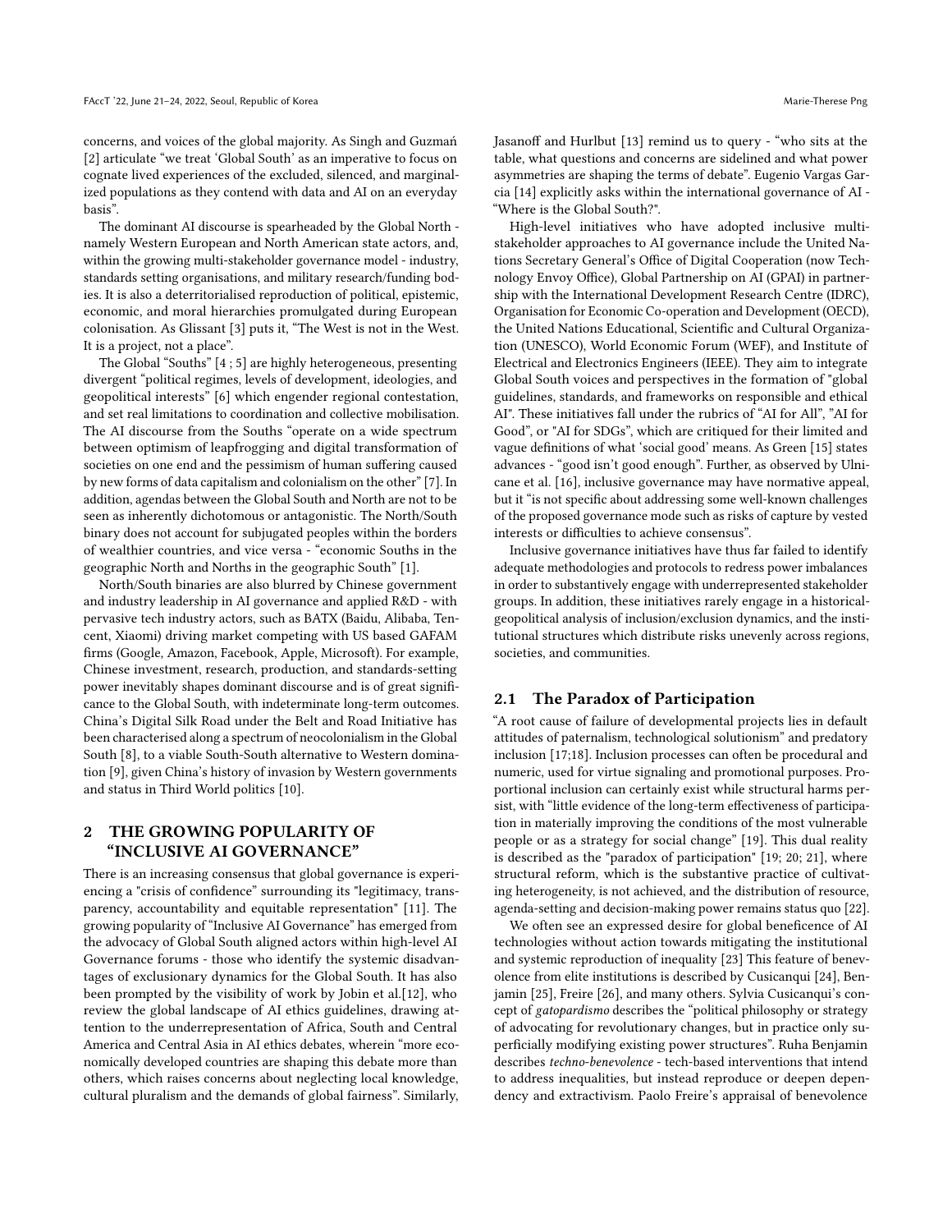concerns, and voices of the global majority. As Singh and Guzmań [2] articulate "we treat 'Global South' as an imperative to focus on cognate lived experiences of the excluded, silenced, and marginalized populations as they contend with data and AI on an everyday basis".

The dominant AI discourse is spearheaded by the Global North - namely Western European and North American state actors, and, within the growing multi-stakeholder governance model - industry, standards setting organisations, and military research/funding bodies. It is also a deterritorialised reproduction of political, epistemic, economic, and moral hierarchies promulgated during European colonisation. As Glissant [3] puts it, "The West is not in the West. It is a project, not a place".

The Global "Souths" [4 ; 5] are highly heterogeneous, presenting divergent "political regimes, levels of development, ideologies, and geopolitical interests" [6] which engender regional contestation, and set real limitations to coordination and collective mobilisation. The AI discourse from the Souths "operate on a wide spectrum between optimism of leapfrogging and digital transformation of societies on one end and the pessimism of human suffering caused by new forms of data capitalism and colonialism on the other" [7]. In addition, agendas between the Global South and North are not to be seen as inherently dichotomous or antagonistic. The North/South binary does not account for subjugated peoples within the borders of wealthier countries, and vice versa - "economic Souths in the geographic North and Norths in the geographic South" [1].

North/South binaries are also blurred by Chinese government and industry leadership in AI governance and applied R&D - with pervasive tech industry actors, such as BATX (Baidu, Alibaba, Tencent, Xiaomi) driving market competing with US based GAFAM firms (Google, Amazon, Facebook, Apple, Microsoft). For example, Chinese investment, research, production, and standards-setting power inevitably shapes dominant discourse and is of great significance to the Global South, with indeterminate long-term outcomes. China's Digital Silk Road under the Belt and Road Initiative has been characterised along a spectrum of neocolonialism in the Global South [8], to a viable South-South alternative to Western domination [9], given China's history of invasion by Western governments and status in Third World politics [10].

## 2 THE GROWING POPULARITY OF "INCLUSIVE AI GOVERNANCE"

There is an increasing consensus that global governance is experiencing a "crisis of confidence" surrounding its "legitimacy, transparency, accountability and equitable representation" [11]. The growing popularity of "Inclusive AI Governance" has emerged from the advocacy of Global South aligned actors within high-level AI Governance forums - those who identify the systemic disadvantages of exclusionary dynamics for the Global South. It has also been prompted by the visibility of work by Jobin et al.[12], who review the global landscape of AI ethics guidelines, drawing attention to the underrepresentation of Africa, South and Central America and Central Asia in AI ethics debates, wherein "more economically developed countries are shaping this debate more than others, which raises concerns about neglecting local knowledge, cultural pluralism and the demands of global fairness". Similarly, Jasanoff and Hurlbut [13] remind us to query - "who sits at the table, what questions and concerns are sidelined and what power asymmetries are shaping the terms of debate". Eugenio Vargas Garcia [14] explicitly asks within the international governance of AI - "Where is the Global South?".

High-level initiatives who have adopted inclusive multi-stakeholder approaches to AI governance include the United Nations Secretary General's Office of Digital Cooperation (now Technology Envoy Office), Global Partnership on AI (GPAI) in partnership with the International Development Research Centre (IDRC), Organisation for Economic Co-operation and Development (OECD), the United Nations Educational, Scientific and Cultural Organization (UNESCO), World Economic Forum (WEF), and Institute of Electrical and Electronics Engineers (IEEE). They aim to integrate Global South voices and perspectives in the formation of "global guidelines, standards, and frameworks on responsible and ethical AI". These initiatives fall under the rubrics of "AI for All", "AI for Good", or "AI for SDGs", which are critiqued for their limited and vague definitions of what 'social good' means. As Green [15] states advances - "good isn't good enough". Further, as observed by Ulnicane et al. [16], inclusive governance may have normative appeal, but it "is not specific about addressing some well-known challenges of the proposed governance mode such as risks of capture by vested interests or difficulties to achieve consensus".

Inclusive governance initiatives have thus far failed to identify adequate methodologies and protocols to redress power imbalances in order to substantively engage with underrepresented stakeholder groups. In addition, these initiatives rarely engage in a historical-geopolitical analysis of inclusion/exclusion dynamics, and the institutional structures which distribute risks unevenly across regions, societies, and communities.

### 2.1 The Paradox of Participation

"A root cause of failure of developmental projects lies in default attitudes of paternalism, technological solutionism" and predatory inclusion [17;18]. Inclusion processes can often be procedural and numeric, used for virtue signaling and promotional purposes. Proportional inclusion can certainly exist while structural harms persist, with "little evidence of the long-term effectiveness of participation in materially improving the conditions of the most vulnerable people or as a strategy for social change" [19]. This dual reality is described as the "paradox of participation" [19; 20; 21], where structural reform, which is the substantive practice of cultivating heterogeneity, is not achieved, and the distribution of resource, agenda-setting and decision-making power remains status quo [22].

We often see an expressed desire for global beneficence of AI technologies without action towards mitigating the institutional and systemic reproduction of inequality [23] This feature of benevolence from elite institutions is described by Cusicanqui [24], Benjamin [25], Freire [26], and many others. Sylvia Cusicanqui's concept of *gatopardismo* describes the "political philosophy or strategy of advocating for revolutionary changes, but in practice only superficially modifying existing power structures". Ruha Benjamin describes *techno-benevolence* - tech-based interventions that intend to address inequalities, but instead reproduce or deepen dependency and extractivism. Paolo Freire's appraisal of benevolence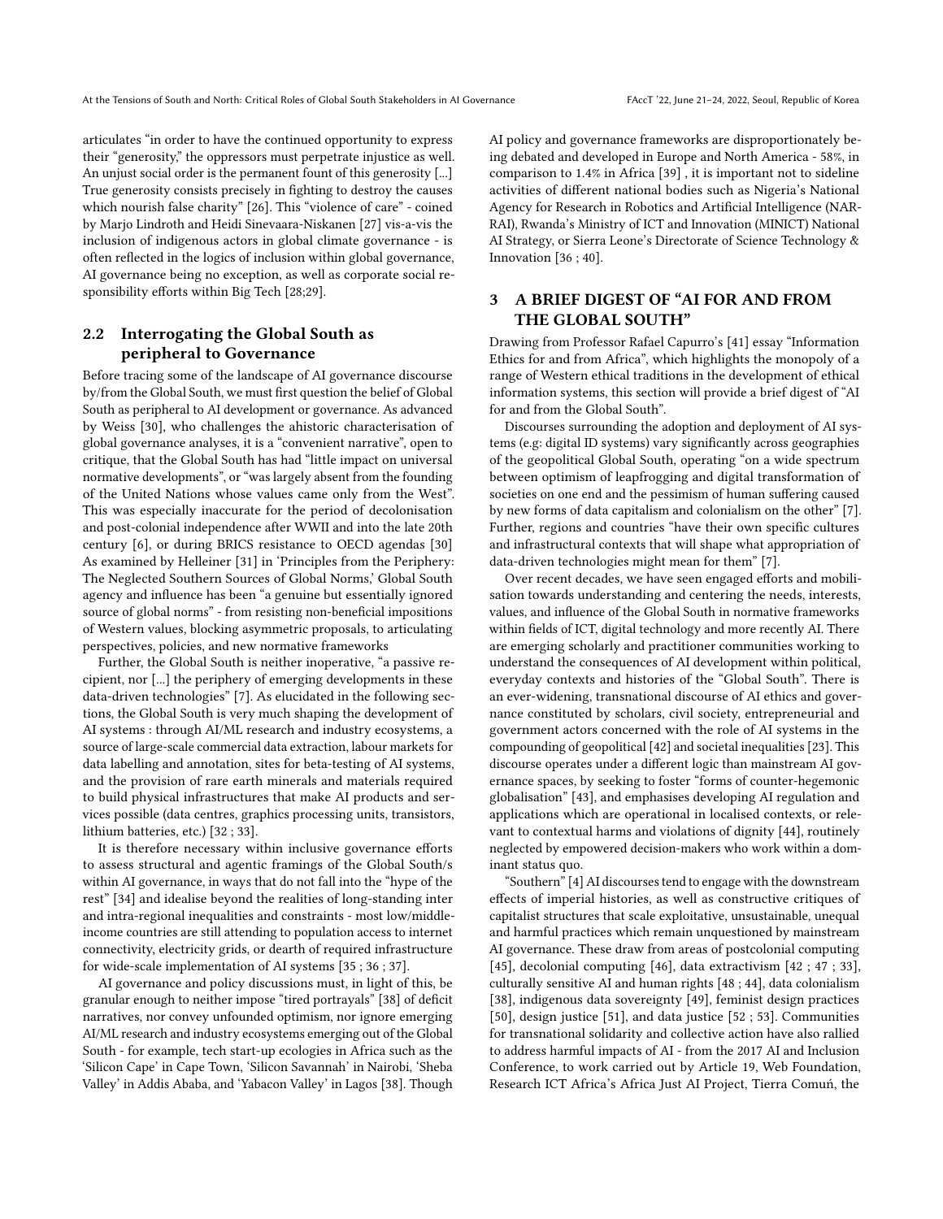articulates "in order to have the continued opportunity to express their "generosity," the oppressors must perpetrate injustice as well. An unjust social order is the permanent fount of this generosity [...] True generosity consists precisely in fighting to destroy the causes which nourish false charity" [26]. This "violence of care" - coined by Marjo Lindroth and Heidi Sinevaara-Niskanen [27] vis-a-vis the inclusion of indigenous actors in global climate governance - is often reflected in the logics of inclusion within global governance, AI governance being no exception, as well as corporate social responsibility efforts within Big Tech [28;29].

### 2.2 Interrogating the Global South as peripheral to Governance

Before tracing some of the landscape of AI governance discourse by/from the Global South, we must first question the belief of Global South as peripheral to AI development or governance. As advanced by Weiss [30], who challenges the ahistoric characterisation of global governance analyses, it is a "convenient narrative", open to critique, that the Global South has had "little impact on universal normative developments", or "was largely absent from the founding of the United Nations whose values came only from the West". This was especially inaccurate for the period of decolonisation and post-colonial independence after WWII and into the late 20th century [6], or during BRICS resistance to OECD agendas [30] As examined by Helleiner [31] in 'Principles from the Periphery: The Neglected Southern Sources of Global Norms,' Global South agency and influence has been "a genuine but essentially ignored source of global norms" - from resisting non-beneficial impositions of Western values, blocking asymmetric proposals, to articulating perspectives, policies, and new normative frameworks

Further, the Global South is neither inoperative, "a passive recipient, nor [...] the periphery of emerging developments in these data-driven technologies" [7]. As elucidated in the following sections, the Global South is very much shaping the development of AI systems : through AI/ML research and industry ecosystems, a source of large-scale commercial data extraction, labour markets for data labelling and annotation, sites for beta-testing of AI systems, and the provision of rare earth minerals and materials required to build physical infrastructures that make AI products and services possible (data centres, graphics processing units, transistors, lithium batteries, etc.) [32 ; 33].

It is therefore necessary within inclusive governance efforts to assess structural and agentic framings of the Global South/s within AI governance, in ways that do not fall into the "hype of the rest" [34] and idealise beyond the realities of long-standing inter and intra-regional inequalities and constraints - most low/middle-income countries are still attending to population access to internet connectivity, electricity grids, or dearth of required infrastructure for wide-scale implementation of AI systems [35 ; 36 ; 37].

AI governance and policy discussions must, in light of this, be granular enough to neither impose "tired portrayals" [38] of deficit narratives, nor convey unfounded optimism, nor ignore emerging AI/ML research and industry ecosystems emerging out of the Global South - for example, tech start-up ecologies in Africa such as the 'Silicon Cape' in Cape Town, 'Silicon Savannah' in Nairobi, 'Sheba Valley' in Addis Ababa, and 'Yabacon Valley' in Lagos [38]. Though AI policy and governance frameworks are disproportionately being debated and developed in Europe and North America - 58%, in comparison to 1.4% in Africa [39] , it is important not to sideline activities of different national bodies such as Nigeria's National Agency for Research in Robotics and Artificial Intelligence (NARRAI), Rwanda's Ministry of ICT and Innovation (MINICT) National AI Strategy, or Sierra Leone's Directorate of Science Technology & Innovation [36 ; 40].

## 3 A BRIEF DIGEST OF "AI FOR AND FROM THE GLOBAL SOUTH"

Drawing from Professor Rafael Capurro's [41] essay "Information Ethics for and from Africa", which highlights the monopoly of a range of Western ethical traditions in the development of ethical information systems, this section will provide a brief digest of "AI for and from the Global South".

Discourses surrounding the adoption and deployment of AI systems (e.g: digital ID systems) vary significantly across geographies of the geopolitical Global South, operating "on a wide spectrum between optimism of leapfrogging and digital transformation of societies on one end and the pessimism of human suffering caused by new forms of data capitalism and colonialism on the other" [7]. Further, regions and countries "have their own specific cultures and infrastructural contexts that will shape what appropriation of data-driven technologies might mean for them" [7].

Over recent decades, we have seen engaged efforts and mobilisation towards understanding and centering the needs, interests, values, and influence of the Global South in normative frameworks within fields of ICT, digital technology and more recently AI. There are emerging scholarly and practitioner communities working to understand the consequences of AI development within political, everyday contexts and histories of the "Global South". There is an ever-widening, transnational discourse of AI ethics and governance constituted by scholars, civil society, entrepreneurial and government actors concerned with the role of AI systems in the compounding of geopolitical [42] and societal inequalities [23]. This discourse operates under a different logic than mainstream AI governance spaces, by seeking to foster "forms of counter-hegemonic globalisation" [43], and emphasises developing AI regulation and applications which are operational in localised contexts, or relevant to contextual harms and violations of dignity [44], routinely neglected by empowered decision-makers who work within a dominant status quo.

"Southern" [4] AI discourses tend to engage with the downstream effects of imperial histories, as well as constructive critiques of capitalist structures that scale exploitative, unsustainable, unequal and harmful practices which remain unquestioned by mainstream AI governance. These draw from areas of postcolonial computing [45], decolonial computing [46], data extractivism [42 ; 47 ; 33], culturally sensitive AI and human rights [48 ; 44], data colonialism [38], indigenous data sovereignty [49], feminist design practices [50], design justice [51], and data justice [52 ; 53]. Communities for transnational solidarity and collective action have also rallied to address harmful impacts of AI - from the 2017 AI and Inclusion Conference, to work carried out by Article 19, Web Foundation, Research ICT Africa's Africa Just AI Project, Tierra Comuń, the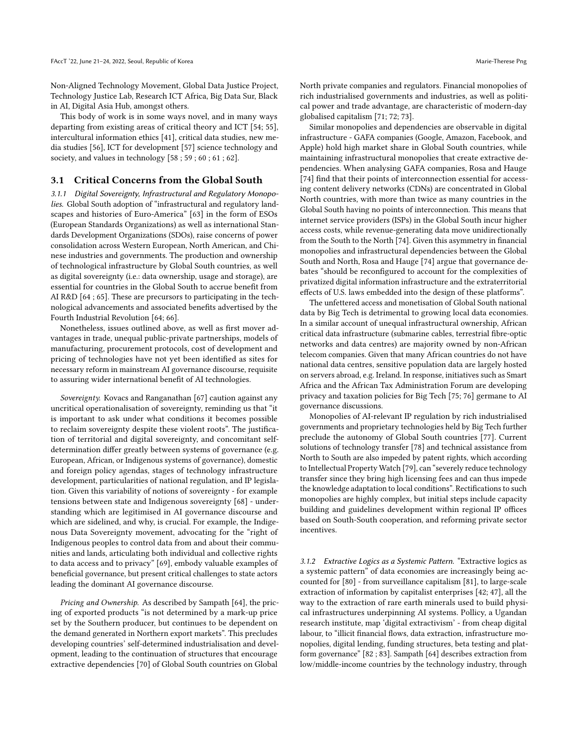Non-Aligned Technology Movement, Global Data Justice Project, Technology Justice Lab, Research ICT Africa, Big Data Sur, Black in AI, Digital Asia Hub, amongst others.

This body of work is in some ways novel, and in many ways departing from existing areas of critical theory and ICT [54; 55], intercultural information ethics [41], critical data studies, new media studies [56], ICT for development [57] science technology and society, and values in technology [58 ; 59 ; 60 ; 61 ; 62].

## 3.1 Critical Concerns from the Global South

*3.1.1 Digital Sovereignty, Infrastructural and Regulatory Monopolies.* Global South adoption of "infrastructural and regulatory landscapes and histories of Euro-America" [63] in the form of ESOs (European Standards Organizations) as well as international Standards Development Organizations (SDOs), raise concerns of power consolidation across Western European, North American, and Chinese industries and governments. The production and ownership of technological infrastructure by Global South countries, as well as digital sovereignty (i.e.: data ownership, usage and storage), are essential for countries in the Global South to accrue benefit from AI R&D [64 ; 65]. These are precursors to participating in the technological advancements and associated benefits advertised by the Fourth Industrial Revolution [64; 66].

Nonetheless, issues outlined above, as well as first mover advantages in trade, unequal public-private partnerships, models of manufacturing, procurement protocols, cost of development and pricing of technologies have not yet been identified as sites for necessary reform in mainstream AI governance discourse, requisite to assuring wider international benefit of AI technologies.

*Sovereignty.* Kovacs and Ranganathan [67] caution against any uncritical operationalisation of sovereignty, reminding us that "it is important to ask under what conditions it becomes possible to reclaim sovereignty despite these violent roots". The justification of territorial and digital sovereignty, and concomitant self-determination differ greatly between systems of governance (e.g. European, African, or Indigenous systems of governance), domestic and foreign policy agendas, stages of technology infrastructure development, particularities of national regulation, and IP legislation. Given this variability of notions of sovereignty - for example tensions between state and Indigenous sovereignty [68] - understanding which are legitimised in AI governance discourse and which are sidelined, and why, is crucial. For example, the Indigenous Data Sovereignty movement, advocating for the "right of Indigenous peoples to control data from and about their communities and lands, articulating both individual and collective rights to data access and to privacy" [69], embody valuable examples of beneficial governance, but present critical challenges to state actors leading the dominant AI governance discourse.

*Pricing and Ownership.* As described by Sampath [64], the pricing of exported products "is not determined by a mark-up price set by the Southern producer, but continues to be dependent on the demand generated in Northern export markets". This precludes developing countries' self-determined industrialisation and development, leading to the continuation of structures that encourage extractive dependencies [70] of Global South countries on Global North private companies and regulators. Financial monopolies of rich industrialised governments and industries, as well as political power and trade advantage, are characteristic of modern-day globalised capitalism [71; 72; 73].

Similar monopolies and dependencies are observable in digital infrastructure - GAFA companies (Google, Amazon, Facebook, and Apple) hold high market share in Global South countries, while maintaining infrastructural monopolies that create extractive dependencies. When analysing GAFA companies, Rosa and Hauge [74] find that their points of interconnection essential for accessing content delivery networks (CDNs) are concentrated in Global North countries, with more than twice as many countries in the Global South having no points of interconnection. This means that internet service providers (ISPs) in the Global South incur higher access costs, while revenue-generating data move unidirectionally from the South to the North [74]. Given this asymmetry in financial monopolies and infrastructural dependencies between the Global South and North, Rosa and Hauge [74] argue that governance debates "should be reconfigured to account for the complexities of privatized digital information infrastructure and the extraterritorial effects of U.S. laws embedded into the design of these platforms".

The unfettered access and monetisation of Global South national data by Big Tech is detrimental to growing local data economies. In a similar account of unequal infrastructural ownership, African critical data infrastructure (submarine cables, terrestrial fibre-optic networks and data centres) are majority owned by non-African telecom companies. Given that many African countries do not have national data centres, sensitive population data are largely hosted on servers abroad, e.g. Ireland. In response, initiatives such as Smart Africa and the African Tax Administration Forum are developing privacy and taxation policies for Big Tech [75; 76] germane to AI governance discussions.

Monopolies of AI-relevant IP regulation by rich industrialised governments and proprietary technologies held by Big Tech further preclude the autonomy of Global South countries [77]. Current solutions of technology transfer [78] and technical assistance from North to South are also impeded by patent rights, which according to Intellectual Property Watch [79], can "severely reduce technology transfer since they bring high licensing fees and can thus impede the knowledge adaptation to local conditions". Rectifications to such monopolies are highly complex, but initial steps include capacity building and guidelines development within regional IP offices based on South-South cooperation, and reforming private sector incentives.

*3.1.2 Extractive Logics as a Systemic Pattern.* "Extractive logics as a systemic pattern" of data economies are increasingly being accounted for [80] - from surveillance capitalism [81], to large-scale extraction of information by capitalist enterprises [42; 47], all the way to the extraction of rare earth minerals used to build physical infrastructures underpinning AI systems. Pollicy, a Ugandan research institute, map 'digital extractivism' - from cheap digital labour, to "illicit financial flows, data extraction, infrastructure monopolies, digital lending, funding structures, beta testing and platform governance" [82 ; 83]. Sampath [64] describes extraction from low/middle-income countries by the technology industry, through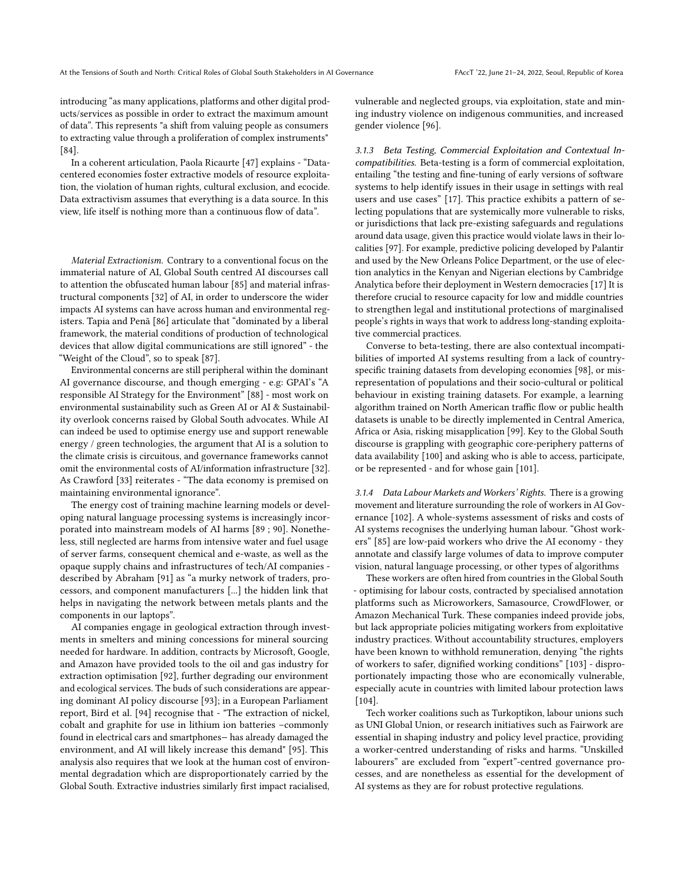introducing "as many applications, platforms and other digital products/services as possible in order to extract the maximum amount of data". This represents "a shift from valuing people as consumers to extracting value through a proliferation of complex instruments" [84].

In a coherent articulation, Paola Ricaurte [47] explains - "Data-centered economies foster extractive models of resource exploitation, the violation of human rights, cultural exclusion, and ecocide. Data extractivism assumes that everything is a data source. In this view, life itself is nothing more than a continuous flow of data".

*Material Extractionism.* Contrary to a conventional focus on the immaterial nature of AI, Global South centred AI discourses call to attention the obfuscated human labour [85] and material infrastructural components [32] of AI, in order to underscore the wider impacts AI systems can have across human and environmental registers. Tapia and Penã [86] articulate that "dominated by a liberal framework, the material conditions of production of technological devices that allow digital communications are still ignored" - the "Weight of the Cloud", so to speak [87].

Environmental concerns are still peripheral within the dominant AI governance discourse, and though emerging - e.g: GPAI's "A responsible AI Strategy for the Environment" [88] - most work on environmental sustainability such as Green AI or AI & Sustainability overlook concerns raised by Global South advocates. While AI can indeed be used to optimise energy use and support renewable energy / green technologies, the argument that AI is a solution to the climate crisis is circuitous, and governance frameworks cannot omit the environmental costs of AI/information infrastructure [32]. As Crawford [33] reiterates - "The data economy is premised on maintaining environmental ignorance".

The energy cost of training machine learning models or developing natural language processing systems is increasingly incorporated into mainstream models of AI harms [89 ; 90]. Nonetheless, still neglected are harms from intensive water and fuel usage of server farms, consequent chemical and e-waste, as well as the opaque supply chains and infrastructures of tech/AI companies - described by Abraham [91] as "a murky network of traders, processors, and component manufacturers [...] the hidden link that helps in navigating the network between metals plants and the components in our laptops".

AI companies engage in geological extraction through investments in smelters and mining concessions for mineral sourcing needed for hardware. In addition, contracts by Microsoft, Google, and Amazon have provided tools to the oil and gas industry for extraction optimisation [92], further degrading our environment and ecological services. The buds of such considerations are appearing dominant AI policy discourse [93]; in a European Parliament report, Bird et al. [94] recognise that - "The extraction of nickel, cobalt and graphite for use in lithium ion batteries –commonly found in electrical cars and smartphones– has already damaged the environment, and AI will likely increase this demand" [95]. This analysis also requires that we look at the human cost of environmental degradation which are disproportionately carried by the Global South. Extractive industries similarly first impact racialised, vulnerable and neglected groups, via exploitation, state and mining industry violence on indigenous communities, and increased gender violence [96].

#### 3.1.3 Beta Testing, Commercial Exploitation and Contextual Incompatibilities.

Beta-testing is a form of commercial exploitation, entailing "the testing and fine-tuning of early versions of software systems to help identify issues in their usage in settings with real users and use cases" [17]. This practice exhibits a pattern of selecting populations that are systemically more vulnerable to risks, or jurisdictions that lack pre-existing safeguards and regulations around data usage, given this practice would violate laws in their localities [97]. For example, predictive policing developed by Palantir and used by the New Orleans Police Department, or the use of election analytics in the Kenyan and Nigerian elections by Cambridge Analytica before their deployment in Western democracies [17] It is therefore crucial to resource capacity for low and middle countries to strengthen legal and institutional protections of marginalised people's rights in ways that work to address long-standing exploitative commercial practices.

Converse to beta-testing, there are also contextual incompatibilities of imported AI systems resulting from a lack of country-specific training datasets from developing economies [98], or misrepresentation of populations and their socio-cultural or political behaviour in existing training datasets. For example, a learning algorithm trained on North American traffic flow or public health datasets is unable to be directly implemented in Central America, Africa or Asia, risking misapplication [99]. Key to the Global South discourse is grappling with geographic core-periphery patterns of data availability [100] and asking who is able to access, participate, or be represented - and for whose gain [101].

#### 3.1.4 Data Labour Markets and Workers' Rights.

There is a growing movement and literature surrounding the role of workers in AI Governance [102]. A whole-systems assessment of risks and costs of AI systems recognises the underlying human labour. "Ghost workers" [85] are low-paid workers who drive the AI economy - they annotate and classify large volumes of data to improve computer vision, natural language processing, or other types of algorithms

These workers are often hired from countries in the Global South - optimising for labour costs, contracted by specialised annotation platforms such as Microworkers, Samasource, CrowdFlower, or Amazon Mechanical Turk. These companies indeed provide jobs, but lack appropriate policies mitigating workers from exploitative industry practices. Without accountability structures, employers have been known to withhold remuneration, denying "the rights of workers to safer, dignified working conditions" [103] - disproportionately impacting those who are economically vulnerable, especially acute in countries with limited labour protection laws [104].

Tech worker coalitions such as Turkoptikon, labour unions such as UNI Global Union, or research initiatives such as Fairwork are essential in shaping industry and policy level practice, providing a worker-centred understanding of risks and harms. "Unskilled labourers" are excluded from "expert"-centred governance processes, and are nonetheless as essential for the development of AI systems as they are for robust protective regulations.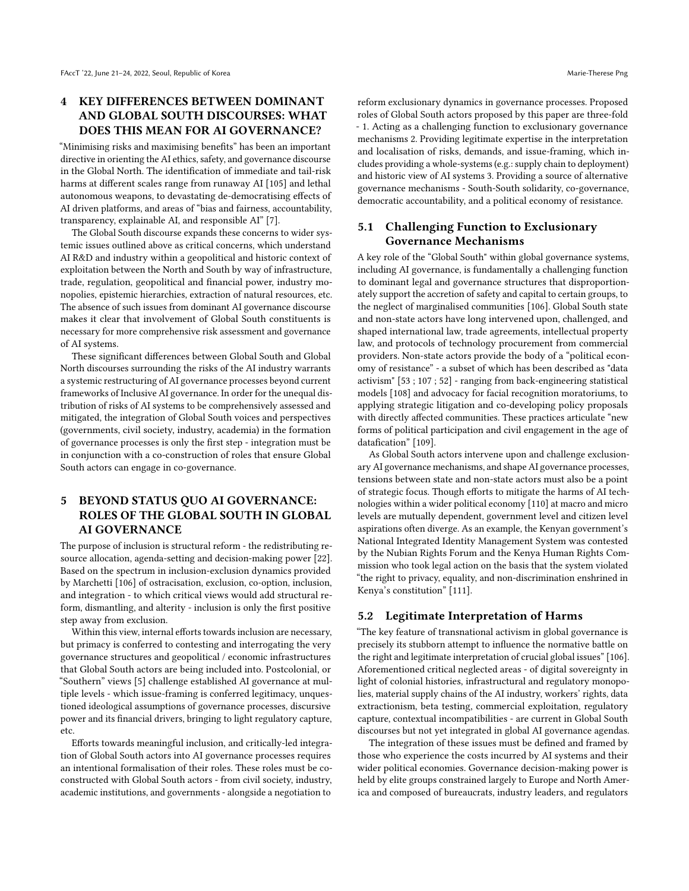## 4 KEY DIFFERENCES BETWEEN DOMINANT AND GLOBAL SOUTH DISCOURSES: WHAT DOES THIS MEAN FOR AI GOVERNANCE?

"Minimising risks and maximising benefits" has been an important directive in orienting the AI ethics, safety, and governance discourse in the Global North. The identification of immediate and tail-risk harms at different scales range from runaway AI [105] and lethal autonomous weapons, to devastating de-democratising effects of AI driven platforms, and areas of "bias and fairness, accountability, transparency, explainable AI, and responsible AI" [7].

The Global South discourse expands these concerns to wider systemic issues outlined above as critical concerns, which understand AI R&D and industry within a geopolitical and historic context of exploitation between the North and South by way of infrastructure, trade, regulation, geopolitical and financial power, industry monopolies, epistemic hierarchies, extraction of natural resources, etc. The absence of such issues from dominant AI governance discourse makes it clear that involvement of Global South constituents is necessary for more comprehensive risk assessment and governance of AI systems.

These significant differences between Global South and Global North discourses surrounding the risks of the AI industry warrants a systemic restructuring of AI governance processes beyond current frameworks of Inclusive AI governance. In order for the unequal distribution of risks of AI systems to be comprehensively assessed and mitigated, the integration of Global South voices and perspectives (governments, civil society, industry, academia) in the formation of governance processes is only the first step - integration must be in conjunction with a co-construction of roles that ensure Global South actors can engage in co-governance.

## 5 BEYOND STATUS QUO AI GOVERNANCE: ROLES OF THE GLOBAL SOUTH IN GLOBAL AI GOVERNANCE

The purpose of inclusion is structural reform - the redistributing resource allocation, agenda-setting and decision-making power [22]. Based on the spectrum in inclusion-exclusion dynamics provided by Marchetti [106] of ostracisation, exclusion, co-option, inclusion, and integration - to which critical views would add structural reform, dismantling, and alterity - inclusion is only the first positive step away from exclusion.

Within this view, internal efforts towards inclusion are necessary, but primacy is conferred to contesting and interrogating the very governance structures and geopolitical / economic infrastructures that Global South actors are being included into. Postcolonial, or "Southern" views [5] challenge established AI governance at multiple levels - which issue-framing is conferred legitimacy, unquestioned ideological assumptions of governance processes, discursive power and its financial drivers, bringing to light regulatory capture, etc.

Efforts towards meaningful inclusion, and critically-led integration of Global South actors into AI governance processes requires an intentional formalisation of their roles. These roles must be co-constructed with Global South actors - from civil society, industry, academic institutions, and governments - alongside a negotiation to reform exclusionary dynamics in governance processes. Proposed roles of Global South actors proposed by this paper are three-fold - 1. Acting as a challenging function to exclusionary governance mechanisms 2. Providing legitimate expertise in the interpretation and localisation of risks, demands, and issue-framing, which includes providing a whole-systems (e.g.: supply chain to deployment) and historic view of AI systems 3. Providing a source of alternative governance mechanisms - South-South solidarity, co-governance, democratic accountability, and a political economy of resistance.

### 5.1 Challenging Function to Exclusionary Governance Mechanisms

A key role of the "Global South" within global governance systems, including AI governance, is fundamentally a challenging function to dominant legal and governance structures that disproportionately support the accretion of safety and capital to certain groups, to the neglect of marginalised communities [106]. Global South state and non-state actors have long intervened upon, challenged, and shaped international law, trade agreements, intellectual property law, and protocols of technology procurement from commercial providers. Non-state actors provide the body of a "political economy of resistance" - a subset of which has been described as "data activism" [53 ; 107 ; 52] - ranging from back-engineering statistical models [108] and advocacy for facial recognition moratoriums, to applying strategic litigation and co-developing policy proposals with directly affected communities. These practices articulate "new forms of political participation and civil engagement in the age of datafication" [109].

As Global South actors intervene upon and challenge exclusionary AI governance mechanisms, and shape AI governance processes, tensions between state and non-state actors must also be a point of strategic focus. Though efforts to mitigate the harms of AI technologies within a wider political economy [110] at macro and micro levels are mutually dependent, government level and citizen level aspirations often diverge. As an example, the Kenyan government's National Integrated Identity Management System was contested by the Nubian Rights Forum and the Kenya Human Rights Commission who took legal action on the basis that the system violated "the right to privacy, equality, and non-discrimination enshrined in Kenya's constitution" [111].

### 5.2 Legitimate Interpretation of Harms

"The key feature of transnational activism in global governance is precisely its stubborn attempt to influence the normative battle on the right and legitimate interpretation of crucial global issues" [106]. Aforementioned critical neglected areas - of digital sovereignty in light of colonial histories, infrastructural and regulatory monopolies, material supply chains of the AI industry, workers' rights, data extractionism, beta testing, commercial exploitation, regulatory capture, contextual incompatibilities - are current in Global South discourses but not yet integrated in global AI governance agendas.

The integration of these issues must be defined and framed by those who experience the costs incurred by AI systems and their wider political economies. Governance decision-making power is held by elite groups constrained largely to Europe and North America and composed of bureaucrats, industry leaders, and regulators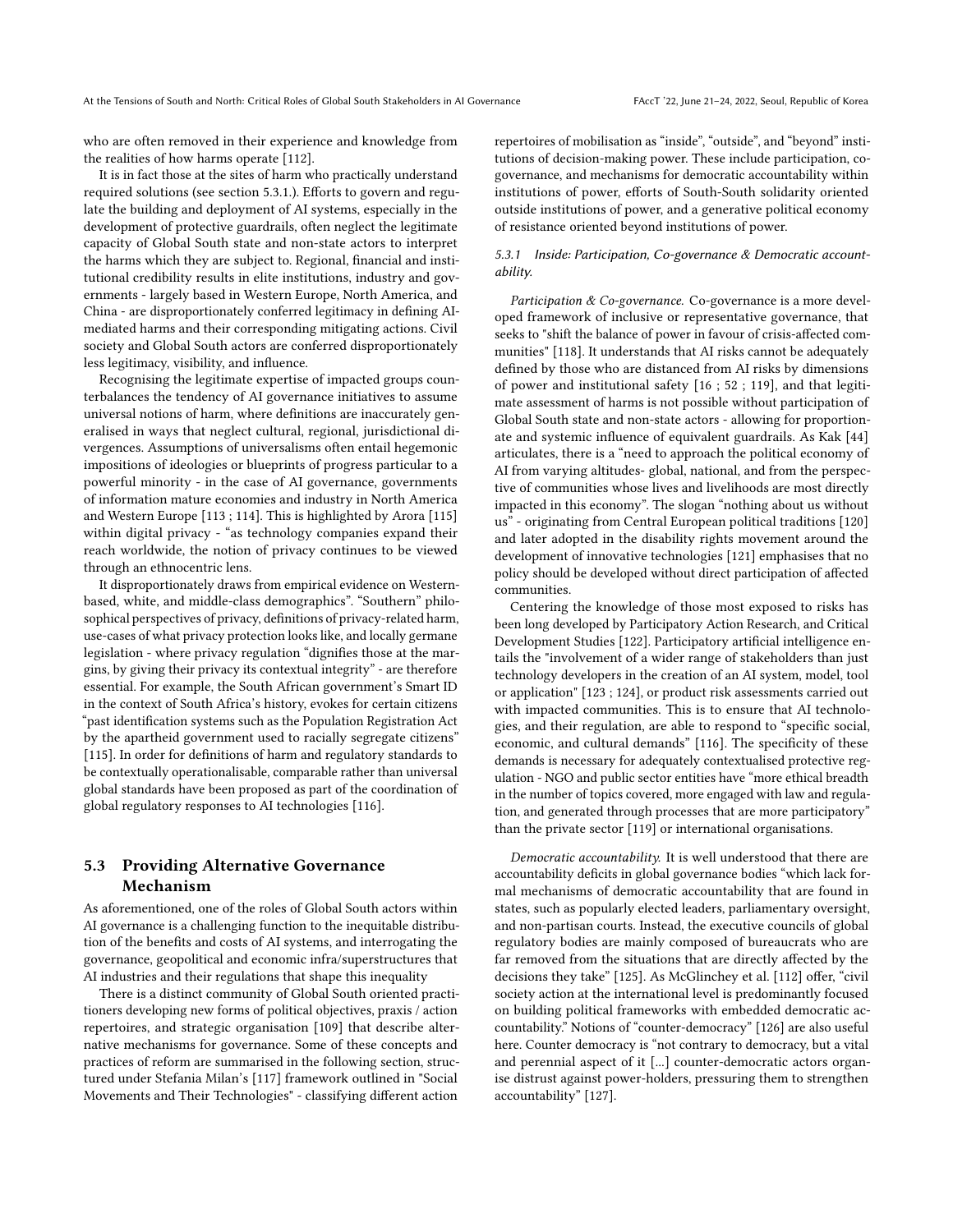who are often removed in their experience and knowledge from the realities of how harms operate [112].

It is in fact those at the sites of harm who practically understand required solutions (see section 5.3.1.). Efforts to govern and regulate the building and deployment of AI systems, especially in the development of protective guardrails, often neglect the legitimate capacity of Global South state and non-state actors to interpret the harms which they are subject to. Regional, financial and institutional credibility results in elite institutions, industry and governments - largely based in Western Europe, North America, and China - are disproportionately conferred legitimacy in defining AI-mediated harms and their corresponding mitigating actions. Civil society and Global South actors are conferred disproportionately less legitimacy, visibility, and influence.

Recognising the legitimate expertise of impacted groups counterbalances the tendency of AI governance initiatives to assume universal notions of harm, where definitions are inaccurately generalised in ways that neglect cultural, regional, jurisdictional divergences. Assumptions of universalisms often entail hegemonic impositions of ideologies or blueprints of progress particular to a powerful minority - in the case of AI governance, governments of information mature economies and industry in North America and Western Europe [113 ; 114]. This is highlighted by Arora [115] within digital privacy - "as technology companies expand their reach worldwide, the notion of privacy continues to be viewed through an ethnocentric lens.

It disproportionately draws from empirical evidence on Western-based, white, and middle-class demographics". "Southern" philosophical perspectives of privacy, definitions of privacy-related harm, use-cases of what privacy protection looks like, and locally germane legislation - where privacy regulation "dignifies those at the margins, by giving their privacy its contextual integrity" - are therefore essential. For example, the South African government's Smart ID in the context of South Africa's history, evokes for certain citizens "past identification systems such as the Population Registration Act by the apartheid government used to racially segregate citizens" [115]. In order for definitions of harm and regulatory standards to be contextually operationalisable, comparable rather than universal global standards have been proposed as part of the coordination of global regulatory responses to AI technologies [116].

## 5.3 Providing Alternative Governance Mechanism

As aforementioned, one of the roles of Global South actors within AI governance is a challenging function to the inequitable distribution of the benefits and costs of AI systems, and interrogating the governance, geopolitical and economic infra/superstructures that AI industries and their regulations that shape this inequality

There is a distinct community of Global South oriented practitioners developing new forms of political objectives, praxis / action repertoires, and strategic organisation [109] that describe alternative mechanisms for governance. Some of these concepts and practices of reform are summarised in the following section, structured under Stefania Milan's [117] framework outlined in "Social Movements and Their Technologies" - classifying different action repertoires of mobilisation as "inside", "outside", and "beyond" institutions of decision-making power. These include participation, co-governance, and mechanisms for democratic accountability within institutions of power, efforts of South-South solidarity oriented outside institutions of power, and a generative political economy of resistance oriented beyond institutions of power.

### 5.3.1 Inside: Participation, Co-governance & Democratic accountability.

*Participation & Co-governance.* Co-governance is a more developed framework of inclusive or representative governance, that seeks to "shift the balance of power in favour of crisis-affected communities" [118]. It understands that AI risks cannot be adequately defined by those who are distanced from AI risks by dimensions of power and institutional safety [16 ; 52 ; 119], and that legitimate assessment of harms is not possible without participation of Global South state and non-state actors - allowing for proportionate and systemic influence of equivalent guardrails. As Kak [44] articulates, there is a "need to approach the political economy of AI from varying altitudes- global, national, and from the perspective of communities whose lives and livelihoods are most directly impacted in this economy". The slogan "nothing about us without us" - originating from Central European political traditions [120] and later adopted in the disability rights movement around the development of innovative technologies [121] emphasises that no policy should be developed without direct participation of affected communities.

Centering the knowledge of those most exposed to risks has been long developed by Participatory Action Research, and Critical Development Studies [122]. Participatory artificial intelligence entails the "involvement of a wider range of stakeholders than just technology developers in the creation of an AI system, model, tool or application" [123 ; 124], or product risk assessments carried out with impacted communities. This is to ensure that AI technologies, and their regulation, are able to respond to "specific social, economic, and cultural demands" [116]. The specificity of these demands is necessary for adequately contextualised protective regulation - NGO and public sector entities have "more ethical breadth in the number of topics covered, more engaged with law and regulation, and generated through processes that are more participatory" than the private sector [119] or international organisations.

*Democratic accountability.* It is well understood that there are accountability deficits in global governance bodies "which lack formal mechanisms of democratic accountability that are found in states, such as popularly elected leaders, parliamentary oversight, and non-partisan courts. Instead, the executive councils of global regulatory bodies are mainly composed of bureaucrats who are far removed from the situations that are directly affected by the decisions they take" [125]. As McGlinchey et al. [112] offer, "civil society action at the international level is predominantly focused on building political frameworks with embedded democratic accountability." Notions of "counter-democracy" [126] are also useful here. Counter democracy is "not contrary to democracy, but a vital and perennial aspect of it [...] counter-democratic actors organise distrust against power-holders, pressuring them to strengthen accountability" [127].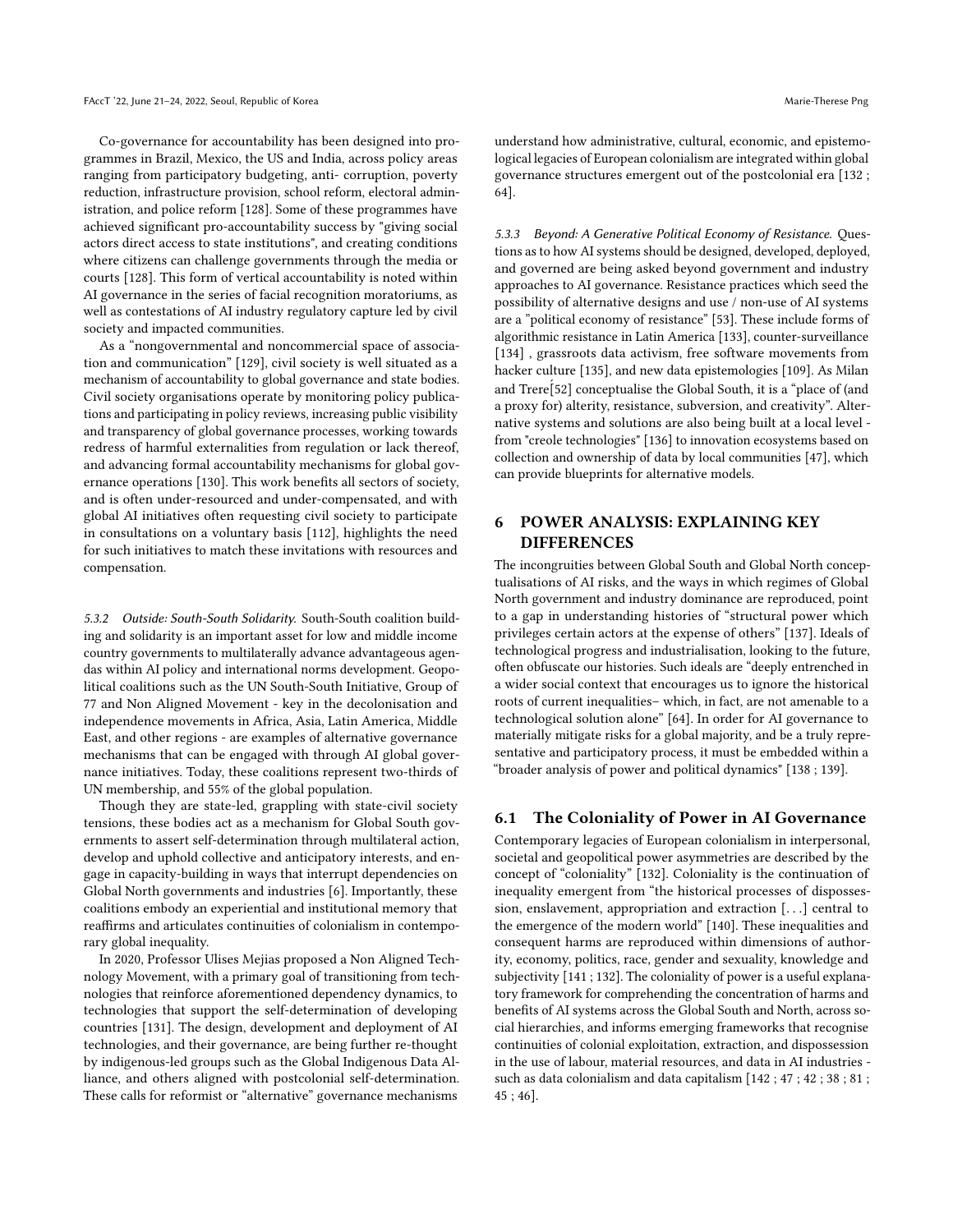Co-governance for accountability has been designed into programmes in Brazil, Mexico, the US and India, across policy areas ranging from participatory budgeting, anti- corruption, poverty reduction, infrastructure provision, school reform, electoral administration, and police reform [128]. Some of these programmes have achieved significant pro-accountability success by "giving social actors direct access to state institutions", and creating conditions where citizens can challenge governments through the media or courts [128]. This form of vertical accountability is noted within AI governance in the series of facial recognition moratoriums, as well as contestations of AI industry regulatory capture led by civil society and impacted communities.

As a "nongovernmental and noncommercial space of association and communication" [129], civil society is well situated as a mechanism of accountability to global governance and state bodies. Civil society organisations operate by monitoring policy publications and participating in policy reviews, increasing public visibility and transparency of global governance processes, working towards redress of harmful externalities from regulation or lack thereof, and advancing formal accountability mechanisms for global governance operations [130]. This work benefits all sectors of society, and is often under-resourced and under-compensated, and with global AI initiatives often requesting civil society to participate in consultations on a voluntary basis [112], highlights the need for such initiatives to match these invitations with resources and compensation.

*5.3.2 Outside: South-South Solidarity.* South-South coalition building and solidarity is an important asset for low and middle income country governments to multilaterally advance advantageous agendas within AI policy and international norms development. Geopolitical coalitions such as the UN South-South Initiative, Group of 77 and Non Aligned Movement - key in the decolonisation and independence movements in Africa, Asia, Latin America, Middle East, and other regions - are examples of alternative governance mechanisms that can be engaged with through AI global governance initiatives. Today, these coalitions represent two-thirds of UN membership, and 55% of the global population.

Though they are state-led, grappling with state-civil society tensions, these bodies act as a mechanism for Global South governments to assert self-determination through multilateral action, develop and uphold collective and anticipatory interests, and engage in capacity-building in ways that interrupt dependencies on Global North governments and industries [6]. Importantly, these coalitions embody an experiential and institutional memory that reaffirms and articulates continuities of colonialism in contemporary global inequality.

In 2020, Professor Ulises Mejias proposed a Non Aligned Technology Movement, with a primary goal of transitioning from technologies that reinforce aforementioned dependency dynamics, to technologies that support the self-determination of developing countries [131]. The design, development and deployment of AI technologies, and their governance, are being further re-thought by indigenous-led groups such as the Global Indigenous Data Alliance, and others aligned with postcolonial self-determination. These calls for reformist or "alternative" governance mechanisms understand how administrative, cultural, economic, and epistemological legacies of European colonialism are integrated within global governance structures emergent out of the postcolonial era [132 ; 64].

*5.3.3 Beyond: A Generative Political Economy of Resistance.* Questions as to how AI systems should be designed, developed, deployed, and governed are being asked beyond government and industry approaches to AI governance. Resistance practices which seed the possibility of alternative designs and use / non-use of AI systems are a "political economy of resistance" [53]. These include forms of algorithmic resistance in Latin America [133], counter-surveillance [134] , grassroots data activism, free software movements from hacker culture [135], and new data epistemologies [109]. As Milan and Trere[52] conceptualise the Global South, it is a "place of (and a proxy for) alterity, resistance, subversion, and creativity". Alternative systems and solutions are also being built at a local level - from "creole technologies" [136] to innovation ecosystems based on collection and ownership of data by local communities [47], which can provide blueprints for alternative models.

## 6 POWER ANALYSIS: EXPLAINING KEY DIFFERENCES

The incongruities between Global South and Global North conceptualisations of AI risks, and the ways in which regimes of Global North government and industry dominance are reproduced, point to a gap in understanding histories of "structural power which privileges certain actors at the expense of others" [137]. Ideals of technological progress and industrialisation, looking to the future, often obfuscate our histories. Such ideals are "deeply entrenched in a wider social context that encourages us to ignore the historical roots of current inequalities– which, in fact, are not amenable to a technological solution alone" [64]. In order for AI governance to materially mitigate risks for a global majority, and be a truly representative and participatory process, it must be embedded within a "broader analysis of power and political dynamics" [138 ; 139].

### 6.1 The Coloniality of Power in AI Governance

Contemporary legacies of European colonialism in interpersonal, societal and geopolitical power asymmetries are described by the concept of "coloniality" [132]. Coloniality is the continuation of inequality emergent from "the historical processes of dispossession, enslavement, appropriation and extraction [. . .] central to the emergence of the modern world" [140]. These inequalities and consequent harms are reproduced within dimensions of authority, economy, politics, race, gender and sexuality, knowledge and subjectivity [141 ; 132]. The coloniality of power is a useful explanatory framework for comprehending the concentration of harms and benefits of AI systems across the Global South and North, across social hierarchies, and informs emerging frameworks that recognise continuities of colonial exploitation, extraction, and dispossession in the use of labour, material resources, and data in AI industries - such as data colonialism and data capitalism [142 ; 47 ; 42 ; 38 ; 81 ; 45 ; 46].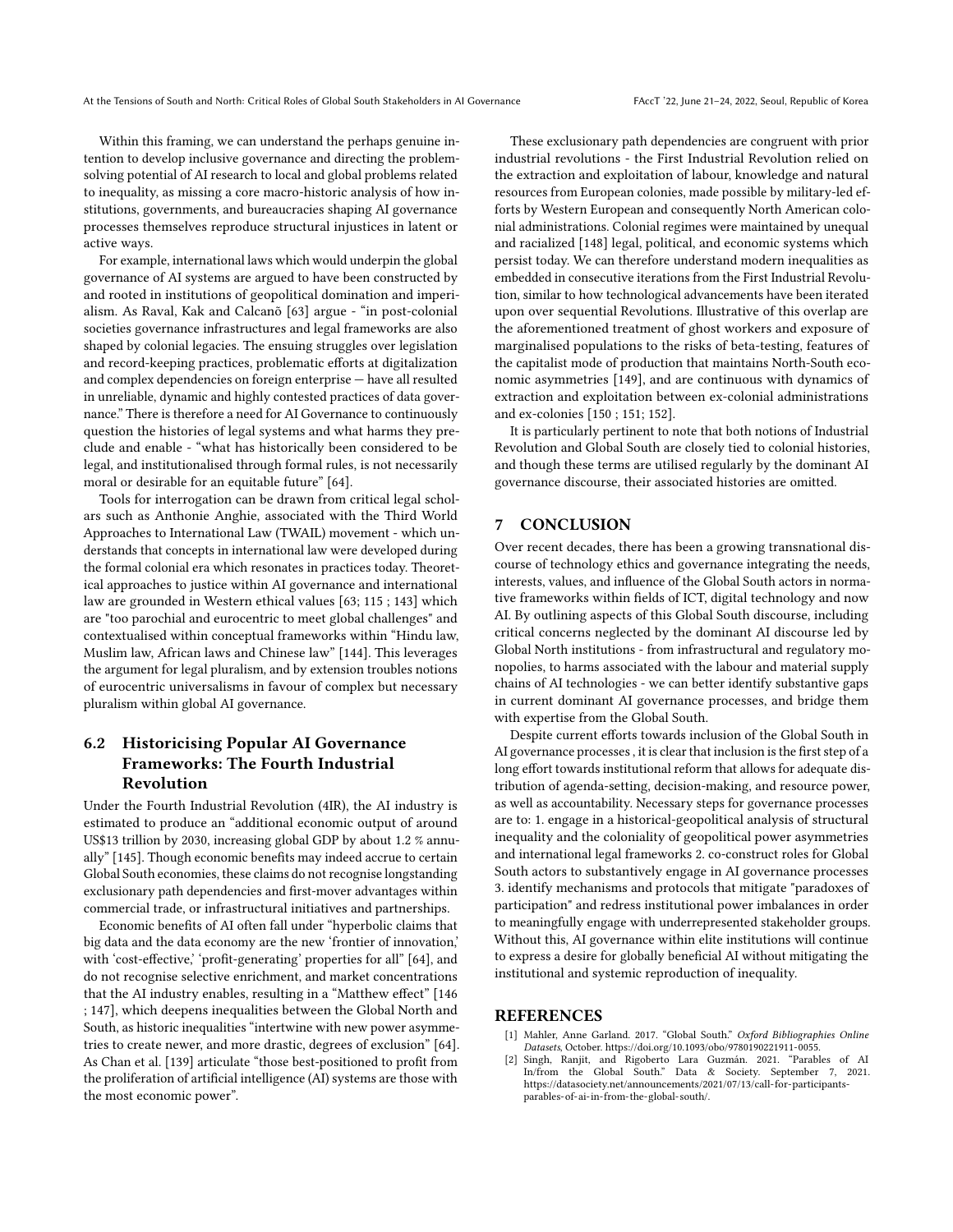Within this framing, we can understand the perhaps genuine intention to develop inclusive governance and directing the problem-solving potential of AI research to local and global problems related to inequality, as missing a core macro-historic analysis of how institutions, governments, and bureaucracies shaping AI governance processes themselves reproduce structural injustices in latent or active ways.

For example, international laws which would underpin the global governance of AI systems are argued to have been constructed by and rooted in institutions of geopolitical domination and imperialism. As Raval, Kak and Calcanõ [63] argue - "in post-colonial societies governance infrastructures and legal frameworks are also shaped by colonial legacies. The ensuing struggles over legislation and record-keeping practices, problematic efforts at digitalization and complex dependencies on foreign enterprise — have all resulted in unreliable, dynamic and highly contested practices of data governance." There is therefore a need for AI Governance to continuously question the histories of legal systems and what harms they preclude and enable - "what has historically been considered to be legal, and institutionalised through formal rules, is not necessarily moral or desirable for an equitable future" [64].

Tools for interrogation can be drawn from critical legal scholars such as Anthonie Anghie, associated with the Third World Approaches to International Law (TWAIL) movement - which understands that concepts in international law were developed during the formal colonial era which resonates in practices today. Theoretical approaches to justice within AI governance and international law are grounded in Western ethical values [63; 115 ; 143] which are "too parochial and eurocentric to meet global challenges" and contextualised within conceptual frameworks within "Hindu law, Muslim law, African laws and Chinese law" [144]. This leverages the argument for legal pluralism, and by extension troubles notions of eurocentric universalisms in favour of complex but necessary pluralism within global AI governance.

## 6.2 Historicising Popular AI Governance Frameworks: The Fourth Industrial Revolution

Under the Fourth Industrial Revolution (4IR), the AI industry is estimated to produce an "additional economic output of around US$13 trillion by 2030, increasing global GDP by about 1.2 % annually" [145]. Though economic benefits may indeed accrue to certain Global South economies, these claims do not recognise longstanding exclusionary path dependencies and first-mover advantages within commercial trade, or infrastructural initiatives and partnerships.

Economic benefits of AI often fall under "hyperbolic claims that big data and the data economy are the new 'frontier of innovation,' with 'cost-effective,' 'profit-generating' properties for all" [64], and do not recognise selective enrichment, and market concentrations that the AI industry enables, resulting in a "Matthew effect" [146 ; 147], which deepens inequalities between the Global North and South, as historic inequalities "intertwine with new power asymmetries to create newer, and more drastic, degrees of exclusion" [64]. As Chan et al. [139] articulate "those best-positioned to profit from the proliferation of artificial intelligence (AI) systems are those with the most economic power".

These exclusionary path dependencies are congruent with prior industrial revolutions - the First Industrial Revolution relied on the extraction and exploitation of labour, knowledge and natural resources from European colonies, made possible by military-led efforts by Western European and consequently North American colonial administrations. Colonial regimes were maintained by unequal and racialized [148] legal, political, and economic systems which persist today. We can therefore understand modern inequalities as embedded in consecutive iterations from the First Industrial Revolution, similar to how technological advancements have been iterated upon over sequential Revolutions. Illustrative of this overlap are the aforementioned treatment of ghost workers and exposure of marginalised populations to the risks of beta-testing, features of the capitalist mode of production that maintains North-South economic asymmetries [149], and are continuous with dynamics of extraction and exploitation between ex-colonial administrations and ex-colonies [150 ; 151; 152].

It is particularly pertinent to note that both notions of Industrial Revolution and Global South are closely tied to colonial histories, and though these terms are utilised regularly by the dominant AI governance discourse, their associated histories are omitted.

# 7 CONCLUSION

Over recent decades, there has been a growing transnational discourse of technology ethics and governance integrating the needs, interests, values, and influence of the Global South actors in normative frameworks within fields of ICT, digital technology and now AI. By outlining aspects of this Global South discourse, including critical concerns neglected by the dominant AI discourse led by Global North institutions - from infrastructural and regulatory monopolies, to harms associated with the labour and material supply chains of AI technologies - we can better identify substantive gaps in current dominant AI governance processes, and bridge them with expertise from the Global South.

Despite current efforts towards inclusion of the Global South in AI governance processes , it is clear that inclusion is the first step of a long effort towards institutional reform that allows for adequate distribution of agenda-setting, decision-making, and resource power, as well as accountability. Necessary steps for governance processes are to: 1. engage in a historical-geopolitical analysis of structural inequality and the coloniality of geopolitical power asymmetries and international legal frameworks 2. co-construct roles for Global South actors to substantively engage in AI governance processes 3. identify mechanisms and protocols that mitigate "paradoxes of participation" and redress institutional power imbalances in order to meaningfully engage with underrepresented stakeholder groups. Without this, AI governance within elite institutions will continue to express a desire for globally beneficial AI without mitigating the institutional and systemic reproduction of inequality.

# REFERENCES

[1] Mahler, Anne Garland. 2017. "Global South." *Oxford Bibliographies Online Datasets*, October. https://doi.org/10.1093/obo/9780190221911-0055.

[2] Singh, Ranjit, and Rigoberto Lara Guzmán. 2021. "Parables of AI In/from the Global South." Data & Society. September 7, 2021. https://datasociety.net/announcements/2021/07/13/call-for-participants-parables-of-ai-in-from-the-global-south/.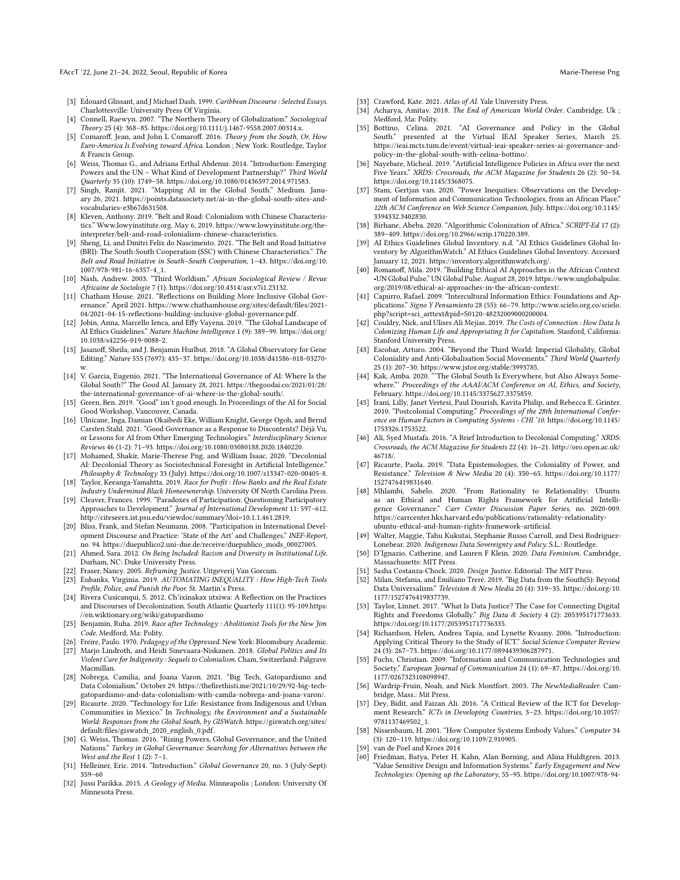[3] Édouard Glissant, and J Michael Dash. 1999. *Caribbean Discourse : Selected Essays*. Charlottesville: University Press Of Virginia.

[4] Connell, Raewyn. 2007. "The Northern Theory of Globalization." *Sociological Theory* 25 (4): 368–85. https://doi.org/10.1111/j.1467-9558.2007.00314.x.

[5] Comaroff, Jean, and John L Comaroff. 2016. *Theory from the South, Or, How Euro-America Is Evolving toward Africa*. London ; New York: Routledge, Taylor & Francis Group.

[6] Weiss, Thomas G., and Adriana Erthal Abdenur. 2014. "Introduction: Emerging Powers and the UN – What Kind of Development Partnership?" *Third World Quarterly* 35 (10): 1749–58. https://doi.org/10.1080/01436597.2014.971583.

[7] Singh, Ranjit. 2021. "Mapping AI in the Global South." Medium. January 26, 2021. https://points.datasociety.net/ai-in-the-global-south-sites-and-vocabularies-e3b67d631508.

[8] Kleven, Anthony. 2019. "Belt and Road: Colonialism with Chinese Characteristics." Www.lowyinstitute.org. May 6, 2019. https://www.lowyinstitute.org/the-interpreter/belt-and-road-colonialism-chinese-characteristics.

[9] Sheng, Li, and Dmitri Felix do Nascimento. 2021. "The Belt and Road Initiative (BRI): The South-South Cooperation (SSC) with Chinese Characteristics." *The Belt and Road Initiative in South–South Cooperation*, 1–43. https://doi.org/10.1007/978-981-16-6357-4_1.

[10] Nash, Andrew. 2003. "Third Worldism." *African Sociological Review / Revue Africaine de Sociologie* 7 (1). https://doi.org/10.4314/asr.v7i1.23132.

[11] Chatham House. 2021. "Reflections on Building More Inclusive Global Governance." April 2021. https://www.chathamhouse.org/sites/default/files/2021-04/2021-04-15-reflections-building-inclusive-global-governance.pdf.

[12] Jobin, Anna, Marcello Ienca, and Effy Vayena. 2019. "The Global Landscape of AI Ethics Guidelines." *Nature Machine Intelligence* 1 (9): 389–99. https://doi.org/10.1038/s42256-019-0088-2.

[13] Jasanoff, Sheila, and J. Benjamin Hurlbut. 2018. "A Global Observatory for Gene Editing." *Nature* 555 (7697): 435–37. https://doi.org/10.1038/d41586-018-03270-w.

[14] V. Garcia, Eugenio. 2021. "The International Governance of AI: Where Is the Global South?" The Good AI. January 28, 2021. https://thegoodai.co/2021/01/28/the-international-governance-of-ai-where-is-the-global-south/.

[15] Green, Ben. 2019. "Good" isn't good enough. In Proceedings of the AI for Social Good Workshop, Vancouver, Canada.

[16] Ulnicane, Inga, Damian Okaibedi Eke, William Knight, George Ogoh, and Bernd Carsten Stahl. 2021. "Good Governance as a Response to Discontents? Déjà Vu, or Lessons for AI from Other Emerging Technologies." *Interdisciplinary Science Reviews* 46 (1-2): 71–93. https://doi.org/10.1080/03080188.2020.1840220.

[17] Mohamed, Shakir, Marie-Therese Png, and William Isaac. 2020. "Decolonial AI: Decolonial Theory as Sociotechnical Foresight in Artificial Intelligence." *Philosophy & Technology* 33 (July). https://doi.org/10.1007/s13347-020-00405-8.

[18] Taylor, Keeanga-Yamahtta. 2019. *Race for Profit : How Banks and the Real Estate Industry Undermined Black Homeownership*. University Of North Carolina Press.

[19] Cleaver, Frances. 1999. "Paradoxes of Participation: Questioning Participatory Approaches to Development." *Journal of International Development* 11: 597–612. http://citeseerx.ist.psu.edu/viewdoc/summary?doi=10.1.1.461.2819.

[20] Bliss, Frank, and Stefan Neumann. 2008. "Participation in International Development Discourse and Practice: 'State of the Art' and Challenges." *INEF-Report*, no. 94. https://duepublico2.uni-due.de/receive/duepublico_mods_00027005.

[21] Ahmed, Sara. 2012. *On Being Included: Racism and Diversity in Institutional Life*. Durham, NC: Duke University Press.

[22] Fraser, Nancy. 2005. *Reframing Justice*. Uitgeverij Van Gorcum.

[23] Eubanks, Virginia. 2019. *AUTOMATING INEQUALITY : How High-Tech Tools Profile, Police, and Punish the Poor*. St. Martin's Press.

[24] Rivera Cusicanqui, S. 2012. Ch'ixinakax utxiwa: A Reflection on the Practices and Discourses of Decolonization. South Atlantic Quarterly 111(1): 95-109.https://en.wiktionary.org/wiki/gatopardismo

[25] Benjamin, Ruha. 2019. *Race after Technology : Abolitionist Tools for the New Jim Code*. Medford, Ma: Polity.

[26] Freire, Paulo. 1970. *Pedagogy of the Oppressed*. New York: Bloomsbury Academic.

[27] Marjo Lindroth, and Heidi Sinevaara-Niskanen. 2018. *Global Politics and Its Violent Care for Indigeneity : Sequels to Colonialism*. Cham, Switzerland: Palgrave Macmillan.

[28] Nobrega, Camilia, and Joana Varon. 2021. "Big Tech, Gatopardismo and Data Colonialism." October 29. https://thefirethisti.me/2021/10/29/92-big-tech-gatopardismo-and-data-colonialism-with-camila-nobrega-and-joana-varon/.

[29] Ricaurte. 2020. "Technology for Life: Resistance from Indigenous and Urban Communities in Mexico." In *Technology, the Environment and a Sustainable World: Responses from the Global South, by GISWatch*. https://giswatch.org/sites/default/files/giswatch_2020_english_0.pdf.

[30] G. Weiss, Thomas. 2016. "Rising Powers, Global Governance, and the United Nations." *Turkey in Global Governance: Searching for Alternatives between the West and the Rest* 1 (2): 7–1.

[31] Helleiner, Eric. 2014. "Introduction." *Global Governance* 20, no. 3 (July-Sept): 359–60

[32] Jussi Parikka. 2015. *A Geology of Media*. Minneapolis ; London: University Of Minnesota Press.

[33] Crawford, Kate. 2021. *Atlas of AI*. Yale University Press.

[34] Acharya, Amitav. 2018. *The End of American World Order*. Cambridge, Uk ; Medford, Ma: Polity.

[35] Bottino, Celina. 2021. "AI Governance and Policy in the Global South." presented at the Virtual IEAI Speaker Series, March 25. https://ieai.mcts.tum.de/event/virtual-ieai-speaker-series-ai-governance-and-policy-in-the-global-south-with-celina-bottino/.

[36] Nayebare, Micheal. 2019. "Artificial Intelligence Policies in Africa over the next Five Years." *XRDS: Crossroads, the ACM Magazine for Students* 26 (2): 50–54. https://doi.org/10.1145/3368075.

[37] Stam, Gertjan van. 2020. "Power Inequities: Observations on the Development of Information and Communication Technologies, from an African Place." *12th ACM Conference on Web Science Companion*, July. https://doi.org/10.1145/3394332.3402830.

[38] Birhane, Abeba. 2020. "Algorithmic Colonization of Africa." *SCRIPT-Ed* 17 (2): 389–409. https://doi.org/10.2966/scrip.170220.389.

[39] AI Ethics Guidelines Global Inventory. n.d. "AI Ethics Guidelines Global Inventory by AlgorithmWatch." AI Ethics Guidelines Global Inventory. Accessed January 12, 2021. https://inventory.algorithmwatch.org/.

[40] Romanoff, Mila. 2019. "Building Ethical AI Approaches in the African Context •UN Global Pulse." UN Global Pulse. August 28, 2019. https://www.unglobalpulse.org/2019/08/ethical-ai-approaches-in-the-african-context/.

[41] Capurro, Rafael. 2009. "Intercultural Information Ethics: Foundations and Applications." *Signo Y Pensamiento* 28 (55): 66–79. http://www.scielo.org.co/scielo.php?script=sci_arttext&pid=S0120-48232009000200004.

[42] Couldry, Nick, and Ulises Ali Mejias. 2019. *The Costs of Connection : How Data Is Colonizing Human Life and Appropriating It for Capitalism*. Stanford, California: Stanford University Press.

[43] Escobar, Arturo. 2004. "Beyond the Third World: Imperial Globality, Global Coloniality and Anti-Globalisation Social Movements." *Third World Quarterly* 25 (1): 207–30. https://www.jstor.org/stable/3993785.

[44] Kak, Amba. 2020. ""The Global South Is Everywhere, but Also Always Somewhere."" *Proceedings of the AAAI/ACM Conference on AI, Ethics, and Society*, February. https://doi.org/10.1145/3375627.3375859.

[45] Irani, Lilly, Janet Vertesi, Paul Dourish, Kavita Philip, and Rebecca E. Grinter. 2010. "Postcolonial Computing." *Proceedings of the 28th International Conference on Human Factors in Computing Systems - CHI '10*. https://doi.org/10.1145/1753326.1753522.

[46] Ali, Syed Mustafa. 2016. "A Brief Introduction to Decolonial Computing." *XRDS: Crossroads, the ACM Magazine for Students* 22 (4): 16–21. http://oro.open.ac.uk/46718/.

[47] Ricaurte, Paola. 2019. "Data Epistemologies, the Coloniality of Power, and Resistance." *Television & New Media* 20 (4): 350–65. https://doi.org/10.1177/1527476419831640.

[48] Mhlambi, Sabelo. 2020. "From Rationality to Relationality: Ubuntu as an Ethical and Human Rights Framework for Artificial Intelligence Governance." *Carr Center Discussion Paper Series*, no. 2020-009. https://carrcenter.hks.harvard.edu/publications/rationality-relationality-ubuntu-ethical-and-human-rights-framework-artificial.

[49] Walter, Maggie, Tahu Kukutai, Stephanie Russo Carroll, and Desi Rodriguez-Lonebear. 2020. *Indigenous Data Sovereignty and Policy*. S.L.: Routledge.

[50] D'Ignazio, Catherine, and Lauren F Klein. 2020. *Data Feminism*. Cambridge, Massachusetts: MIT Press.

[51] Sasha Costanza-Chock. 2020. *Design Justice*. Editorial: The MIT Press.

[52] Milan, Stefania, and Emiliano Treré. 2019. "Big Data from the South(S): Beyond Data Universalism." *Television & New Media* 20 (4): 319–35. https://doi.org/10.1177/1527476419837739.

[53] Taylor, Linnet. 2017. "What Is Data Justice? The Case for Connecting Digital Rights and Freedoms Globally." *Big Data & Society* 4 (2): 205395171773633. https://doi.org/10.1177/2053951717736335.

[54] Richardson, Helen, Andrea Tapia, and Lynette Kvasny. 2006. "Introduction: Applying Critical Theory to the Study of ICT." *Social Science Computer Review* 24 (3): 267–73. https://doi.org/10.1177/0894439306287971.

[55] Fuchs, Christian. 2009. "Information and Communication Technologies and Society." *European Journal of Communication* 24 (1): 69–87. https://doi.org/10.1177/0267323108098947.

[56] Wardrip-Fruin, Noah, and Nick Montfort. 2003. *The NewMediaReader*. Cambridge, Mass.: Mit Press.

[57] Dey, Bidit, and Faizan Ali. 2016. "A Critical Review of the ICT for Development Research." *ICTs in Developing Countries*, 3–23. https://doi.org/10.1057/9781137469502_1.

[58] Nissenbaum, H. 2001. "How Computer Systems Embody Values." *Computer* 34 (3): 120–119. https://doi.org/10.1109/2.910905.

[59] van de Poel and Kroes 2014

[60] Friedman, Batya, Peter H. Kahn, Alan Borning, and Alina Huldtgren. 2013. "Value Sensitive Design and Information Systems." *Early Engagement and New Technologies: Opening up the Laboratory*, 55–95. https://doi.org/10.1007/978-94-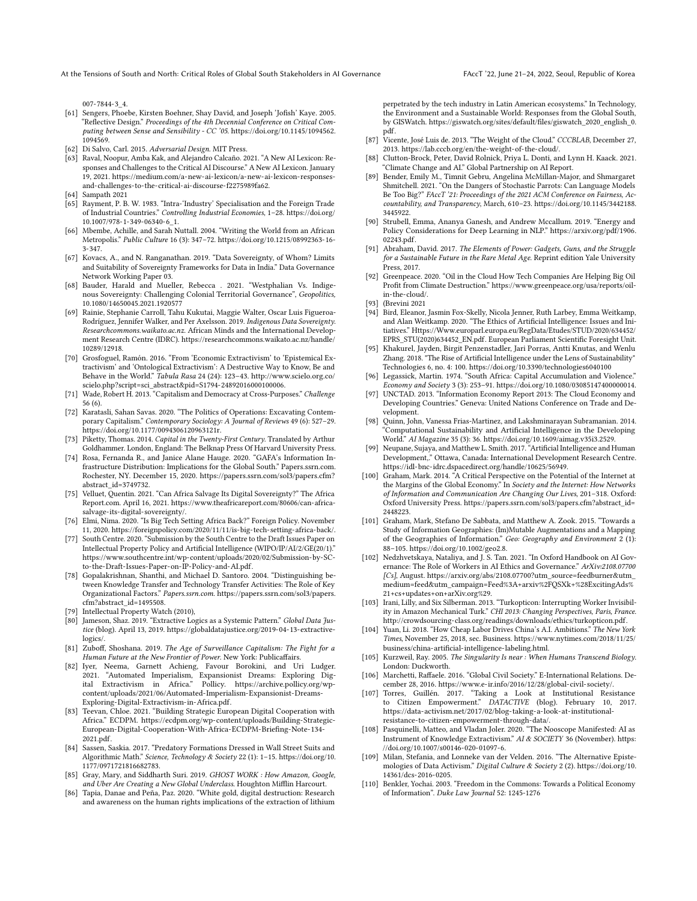007-7844-3_4.

[61] Sengers, Phoebe, Kirsten Boehner, Shay David, and Joseph 'Jofish' Kaye. 2005. "Reflective Design." *Proceedings of the 4th Decennial Conference on Critical Computing between Sense and Sensibility - CC '05*. https://doi.org/10.1145/1094562.1094569.

[62] Di Salvo, Carl. 2015. *Adversarial Design*. MIT Press.

[63] Raval, Noopur, Amba Kak, and Alejandro Calcaño. 2021. "A New AI Lexicon: Responses and Challenges to the Critical AI Discourse." A New AI Lexicon. January 19, 2021. https://medium.com/a-new-ai-lexicon/a-new-ai-lexicon-responses-and-challenges-to-the-critical-ai-discourse-f2275989fa62.

[64] Sampath 2021

[65] Rayment, P. B. W. 1983. "Intra-'Industry' Specialisation and the Foreign Trade of Industrial Countries." *Controlling Industrial Economies*, 1–28. https://doi.org/10.1007/978-1-349-06340-6_1.

[66] Mbembe, Achille, and Sarah Nuttall. 2004. "Writing the World from an African Metropolis." *Public Culture* 16 (3): 347–72. https://doi.org/10.1215/08992363-16-3-347.

[67] Kovacs, A., and N. Ranganathan. 2019. "Data Sovereignty, of Whom? Limits and Suitability of Sovereignty Frameworks for Data in India." Data Governance Network Working Paper 03.

[68] Bauder, Harald and Mueller, Rebecca . 2021. "Westphalian Vs. Indigenous Sovereignty: Challenging Colonial Territorial Governance", *Geopolitics*, 10.1080/14650045.2021.1920577

[69] Rainie, Stephanie Carroll, Tahu Kukutai, Maggie Walter, Oscar Luis Figueroa-Rodríguez, Jennifer Walker, and Per Axelsson. 2019. *Indigenous Data Sovereignty*. *Researchcommons.waikato.ac.nz*. African Minds and the International Development Research Centre (IDRC). https://researchcommons.waikato.ac.nz/handle/10289/12918.

[70] Grosfoguel, Ramón. 2016. "From 'Economic Extractivism' to 'Epistemical Extractivism' and 'Ontological Extractivism': A Destructive Way to Know, Be and Behave in the World." *Tabula Rasa* 24 (24): 123–43. http://www.scielo.org.co/scielo.php?script=sci_abstract&pid=S1794-24892016000100006.

[71] Wade, Robert H. 2013. "Capitalism and Democracy at Cross-Purposes." *Challenge* 56 (6).

[72] Karatasli, Sahan Savas. 2020. "The Politics of Operations: Excavating Contemporary Capitalism." *Contemporary Sociology: A Journal of Reviews* 49 (6): 527–29. https://doi.org/10.1177/0094306120963121r.

[73] Piketty, Thomas. 2014. *Capital in the Twenty-First Century*. Translated by Arthur Goldhammer. London, England: The Belknap Press Of Harvard University Press.

[74] Rosa, Fernanda R., and Janice Alane Hauge. 2020. "GAFA's Information Infrastructure Distribution: Implications for the Global South." Papers.ssrn.com. Rochester, NY. December 15, 2020. https://papers.ssrn.com/sol3/papers.cfm?abstract_id=3749732.

[75] Velluet, Quentin. 2021. "Can Africa Salvage Its Digital Sovereignty?" The Africa Report.com. April 16, 2021. https://www.theafricareport.com/80606/can-africa-salvage-its-digital-sovereignty/.

[76] Elmi, Nima. 2020. "Is Big Tech Setting Africa Back?" Foreign Policy. November 11, 2020. https://foreignpolicy.com/2020/11/11/is-big-tech-setting-africa-back/.

[77] South Centre. 2020. "Submission by the South Centre to the Draft Issues Paper on Intellectual Property Policy and Artificial Intelligence (WIPO/IP/AI/2/GE(20/1)." https://www.southcentre.int/wp-content/uploads/2020/02/Submission-by-SC-to-the-Draft-Issues-Paper-on-IP-Policy-and-AI.pdf.

[78] Gopalakrishnan, Shanthi, and Michael D. Santoro. 2004. "Distinguishing between Knowledge Transfer and Technology Transfer Activities: The Role of Key Organizational Factors." *Papers.ssrn.com*. https://papers.ssrn.com/sol3/papers.cfm?abstract_id=1495508.

[79] Intellectual Property Watch (2010),

[80] Jameson, Shaz. 2019. "Extractive Logics as a Systemic Pattern." *Global Data Justice* (blog). April 13, 2019. https://globaldatajustice.org/2019-04-13-extractive-logics/.

[81] Zuboff, Shoshana. 2019. *The Age of Surveillance Capitalism: The Fight for a Human Future at the New Frontier of Power*. New York: Publicaffairs.

[82] Iyer, Neema, Garnett Achieng, Favour Borokini, and Uri Ludger. 2021. "Automated Imperialism, Expansionist Dreams: Exploring Digital Extractivism in Africa." Pollicy. https://archive.pollicy.org/wp-content/uploads/2021/06/Automated-Imperialism-Expansionist-Dreams-Exploring-Digital-Extractivism-in-Africa.pdf.

[83] Teevan, Chloe. 2021. "Building Strategic European Digital Cooperation with Africa." ECDPM. https://ecdpm.org/wp-content/uploads/Building-Strategic-European-Digital-Cooperation-With-Africa-ECDPM-Briefing-Note-134-2021.pdf.

[84] Sassen, Saskia. 2017. "Predatory Formations Dressed in Wall Street Suits and Algorithmic Math." *Science, Technology & Society* 22 (1): 1–15. https://doi.org/10.1177/0971721816682783.

[85] Gray, Mary, and Siddharth Suri. 2019. *GHOST WORK : How Amazon, Google, and Uber Are Creating a New Global Underclass*. Houghton Mifflin Harcourt.

[86] Tapia, Danae and Peña, Paz. 2020. "White gold, digital destruction: Research and awareness on the human rights implications of the extraction of lithium perpetrated by the tech industry in Latin American ecosystems." In Technology, the Environment and a Sustainable World: Responses from the Global South, by GISWatch. https://giswatch.org/sites/default/files/giswatch_2020_english_0.pdf.

[87] Vicente, José Luis de. 2013. "The Weight of the Cloud." *CCCBLAB*, December 27, 2013. https://lab.cccb.org/en/the-weight-of-the-cloud/.

[88] Clutton-Brock, Peter, David Rolnick, Priya L. Donti, and Lynn H. Kaack. 2021. "Climate Change and AI." Global Partnership on AI Report.

[89] Bender, Emily M., Timnit Gebru, Angelina McMillan-Major, and Shmargaret Shmitchell. 2021. "On the Dangers of Stochastic Parrots: Can Language Models Be Too Big?" *FAccT '21: Proceedings of the 2021 ACM Conference on Fairness, Accountability, and Transparency*, March, 610–23. https://doi.org/10.1145/3442188.3445922.

[90] Strubell, Emma, Ananya Ganesh, and Andrew Mccallum. 2019. "Energy and Policy Considerations for Deep Learning in NLP." https://arxiv.org/pdf/1906.02243.pdf.

[91] Abraham, David. 2017. *The Elements of Power: Gadgets, Guns, and the Struggle for a Sustainable Future in the Rare Metal Age*. Reprint edition Yale University Press, 2017.

[92] Greenpeace. 2020. "Oil in the Cloud How Tech Companies Are Helping Big Oil Profit from Climate Destruction." https://www.greenpeace.org/usa/reports/oil-in-the-cloud/.

[93] (Brevini 2021

[94] Bird, Eleanor, Jasmin Fox-Skelly, Nicola Jenner, Ruth Larbey, Emma Weitkamp, and Alan Weitkamp. 2020. "The Ethics of Artificial Intelligence: Issues and Initiatives." Https://Www.europarl.europa.eu/RegData/Etudes/STUD/2020/634452/EPRS_STU(2020)634452_EN.pdf. European Parliament Scientific Foresight Unit.

[95] Khakurel, Jayden, Birgit Penzenstadler, Jari Porras, Antti Knutas, and Wenlu Zhang. 2018. "The Rise of Artificial Intelligence under the Lens of Sustainability" Technologies 6, no. 4: 100. https://doi.org/10.3390/technologies6040100

[96] Legassick, Martin. 1974. "South Africa: Capital Accumulation and Violence." *Economy and Society* 3 (3): 253–91. https://doi.org/10.1080/03085147400000014.

[97] UNCTAD. 2013. "Information Economy Report 2013: The Cloud Economy and Developing Countries." Geneva: United Nations Conference on Trade and Development.

[98] Quinn, John, Vanessa Frias-Martinez, and Lakshminarayan Subramanian. 2014. "Computational Sustainability and Artificial Intelligence in the Developing World." *AI Magazine* 35 (3): 36. https://doi.org/10.1609/aimag.v35i3.2529.

[99] Neupane, Sujaya, and Matthew L. Smith. 2017. "Artificial Intelligence and Human Development,." Ottawa, Canada: International Development Research Centre. https://idl-bnc-idrc.dspacedirect.org/handle/10625/56949.

[100] Graham, Mark. 2014. "A Critical Perspective on the Potential of the Internet at the Margins of the Global Economy." In *Society and the Internet: How Networks of Information and Communication Are Changing Our Lives*, 201–318. Oxford: Oxford University Press. https://papers.ssrn.com/sol3/papers.cfm?abstract_id=2448223.

[101] Graham, Mark, Stefano De Sabbata, and Matthew A. Zook. 2015. "Towards a Study of Information Geographies: (Im)Mutable Augmentations and a Mapping of the Geographies of Information." *Geo: Geography and Environment* 2 (1): 88–105. https://doi.org/10.1002/geo2.8.

[102] Nedzhvetskaya, Nataliya, and J. S. Tan. 2021. "In Oxford Handbook on AI Governance: The Role of Workers in AI Ethics and Governance." *ArXiv:2108.07700 [Cs]*, August. https://arxiv.org/abs/2108.07700?utm_source=feedburner&utm_medium=feed&utm_campaign=Feed%3A+arxiv%2FQSXk+%28ExcitingAds%21+cs+updates+on+arXiv.org%29.

[103] Irani, Lilly, and Six Silberman. 2013. "Turkopticon: Interrupting Worker Invisibility in Amazon Mechanical Turk." *CHI 2013: Changing Perspectives, Paris, France*. http://crowdsourcing-class.org/readings/downloads/ethics/turkopticon.pdf.

[104] Yuan, Li. 2018. "How Cheap Labor Drives China's A.I. Ambitions." *The New York Times*, November 25, 2018, sec. Business. https://www.nytimes.com/2018/11/25/business/china-artificial-intelligence-labeling.html.

[105] Kurzweil, Ray. 2005. *The Singularity Is near : When Humans Transcend Biology*. London: Duckworth.

[106] Marchetti, Raffaele. 2016. "Global Civil Society." E-International Relations. December 28, 2016. https://www.e-ir.info/2016/12/28/global-civil-society/.

[107] Torres, Guillén. 2017. "Taking a Look at Institutional Resistance to Citizen Empowerment." *DATACTIVE* (blog). February 10, 2017. https://data-activism.net/2017/02/blog-taking-a-look-at-institutional-resistance-to-citizen-empowerment-through-data/.

[108] Pasquinelli, Matteo, and Vladan Joler. 2020. "The Nooscope Manifested: AI as Instrument of Knowledge Extractivism." *AI & SOCIETY* 36 (November). https://doi.org/10.1007/s00146-020-01097-6.

[109] Milan, Stefania, and Lonneke van der Velden. 2016. "The Alternative Epistemologies of Data Activism." *Digital Culture & Society* 2 (2). https://doi.org/10.14361/dcs-2016-0205.

[110] Benkler, Yochai. 2003. "Freedom in the Commons: Towards a Political Economy of Information". *Duke Law Journal* 52: 1245-1276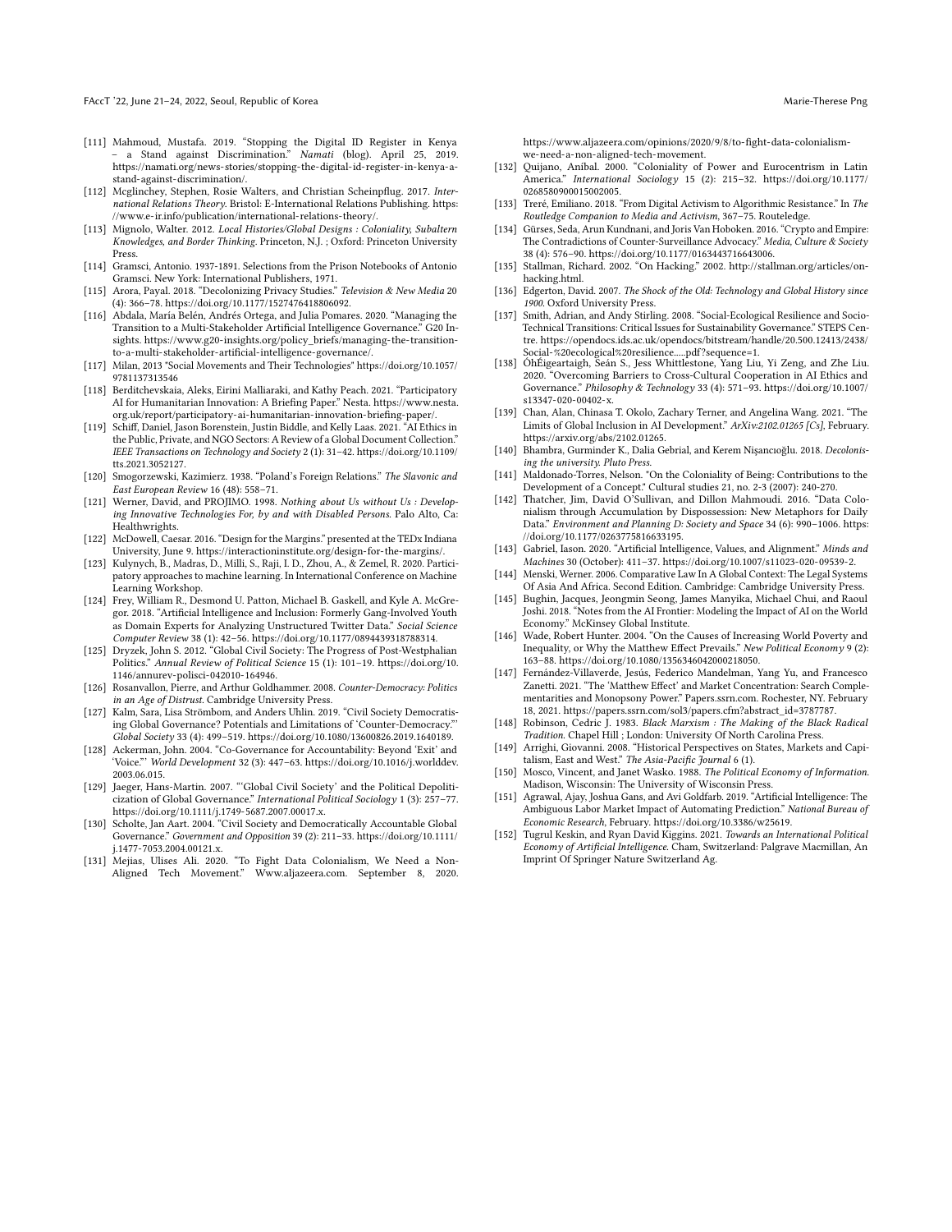[111] Mahmoud, Mustafa. 2019. "Stopping the Digital ID Register in Kenya – a Stand against Discrimination." *Namati* (blog). April 25, 2019. https://namati.org/news-stories/stopping-the-digital-id-register-in-kenya-a-stand-against-discrimination/.

[112] Mcglinchey, Stephen, Rosie Walters, and Christian Scheinpflug. 2017. *International Relations Theory*. Bristol: E-International Relations Publishing. https://www.e-ir.info/publication/international-relations-theory/.

[113] Mignolo, Walter. 2012. *Local Histories/Global Designs : Coloniality, Subaltern Knowledges, and Border Thinking*. Princeton, N.J. ; Oxford: Princeton University Press.

[114] Gramsci, Antonio. 1937-1891. Selections from the Prison Notebooks of Antonio Gramsci. New York: International Publishers, 1971.

[115] Arora, Payal. 2018. "Decolonizing Privacy Studies." *Television & New Media* 20 (4): 366–78. https://doi.org/10.1177/1527476418806092.

[116] Abdala, María Belén, Andrés Ortega, and Julia Pomares. 2020. "Managing the Transition to a Multi-Stakeholder Artificial Intelligence Governance." G20 Insights. https://www.g20-insights.org/policy_briefs/managing-the-transition-to-a-multi-stakeholder-artificial-intelligence-governance/.

[117] Milan, 2013 "Social Movements and Their Technologies" https://doi.org/10.1057/9781137313546

[118] Berditchevskaia, Aleks, Eirini Malliaraki, and Kathy Peach. 2021. "Participatory AI for Humanitarian Innovation: A Briefing Paper." Nesta. https://www.nesta.org.uk/report/participatory-ai-humanitarian-innovation-briefing-paper/.

[119] Schiff, Daniel, Jason Borenstein, Justin Biddle, and Kelly Laas. 2021. "AI Ethics in the Public, Private, and NGO Sectors: A Review of a Global Document Collection." *IEEE Transactions on Technology and Society* 2 (1): 31–42. https://doi.org/10.1109/tts.2021.3052127.

[120] Smogorzewski, Kazimierz. 1938. "Poland's Foreign Relations." *The Slavonic and East European Review* 16 (48): 558–71.

[121] Werner, David, and PROJIMO. 1998. *Nothing about Us without Us : Developing Innovative Technologies For, by and with Disabled Persons.* Palo Alto, Ca: Healthwrights.

[122] McDowell, Caesar. 2016. "Design for the Margins." presented at the TEDx Indiana University, June 9. https://interactioninstitute.org/design-for-the-margins/.

[123] Kulynych, B., Madras, D., Milli, S., Raji, I. D., Zhou, A., & Zemel, R. 2020. Participatory approaches to machine learning. In International Conference on Machine Learning Workshop.

[124] Frey, William R., Desmond U. Patton, Michael B. Gaskell, and Kyle A. McGregor. 2018. "Artificial Intelligence and Inclusion: Formerly Gang-Involved Youth as Domain Experts for Analyzing Unstructured Twitter Data." *Social Science Computer Review* 38 (1): 42–56. https://doi.org/10.1177/0894439318788314.

[125] Dryzek, John S. 2012. "Global Civil Society: The Progress of Post-Westphalian Politics." *Annual Review of Political Science* 15 (1): 101–19. https://doi.org/10.1146/annurev-polisci-042010-164946.

[126] Rosanvallon, Pierre, and Arthur Goldhammer. 2008. *Counter-Democracy: Politics in an Age of Distrust*. Cambridge University Press.

[127] Kalm, Sara, Lisa Strömbom, and Anders Uhlin. 2019. "Civil Society Democratising Global Governance? Potentials and Limitations of 'Counter-Democracy."' *Global Society* 33 (4): 499–519. https://doi.org/10.1080/13600826.2019.1640189.

[128] Ackerman, John. 2004. "Co-Governance for Accountability: Beyond 'Exit' and 'Voice."' *World Development* 32 (3): 447–63. https://doi.org/10.1016/j.worlddev.2003.06.015.

[129] Jaeger, Hans-Martin. 2007. "'Global Civil Society' and the Political Depoliticization of Global Governance." *International Political Sociology* 1 (3): 257–77. https://doi.org/10.1111/j.1749-5687.2007.00017.x.

[130] Scholte, Jan Aart. 2004. "Civil Society and Democratically Accountable Global Governance." *Government and Opposition* 39 (2): 211–33. https://doi.org/10.1111/j.1477-7053.2004.00121.x.

[131] Mejias, Ulises Ali. 2020. "To Fight Data Colonialism, We Need a Non-Aligned Tech Movement." Www.aljazeera.com. September 8, 2020. https://www.aljazeera.com/opinions/2020/9/8/to-fight-data-colonialism-we-need-a-non-aligned-tech-movement.

[132] Quijano, Aníbal. 2000. "Coloniality of Power and Eurocentrism in Latin America." *International Sociology* 15 (2): 215–32. https://doi.org/10.1177/0268580900015002005.

[133] Treré, Emiliano. 2018. "From Digital Activism to Algorithmic Resistance." In *The Routledge Companion to Media and Activism*, 367–75. Routeledge.

[134] Gürses, Seda, Arun Kundnani, and Joris Van Hoboken. 2016. "Crypto and Empire: The Contradictions of Counter-Surveillance Advocacy." *Media, Culture & Society* 38 (4): 576–90. https://doi.org/10.1177/0163443716643006.

[135] Stallman, Richard. 2002. "On Hacking." 2002. http://stallman.org/articles/on-hacking.html.

[136] Edgerton, David. 2007. *The Shock of the Old: Technology and Global History since 1900*. Oxford University Press.

[137] Smith, Adrian, and Andy Stirling. 2008. "Social-Ecological Resilience and Socio-Technical Transitions: Critical Issues for Sustainability Governance." STEPS Centre. https://opendocs.ids.ac.uk/opendocs/bitstream/handle/20.500.12413/2438/Social-%20ecological%20resilience.....pdf?sequence=1.

[138] ÓhÉigeartaigh, Seán S., Jess Whittlestone, Yang Liu, Yi Zeng, and Zhe Liu. 2020. "Overcoming Barriers to Cross-Cultural Cooperation in AI Ethics and Governance." *Philosophy & Technology* 33 (4): 571–93. https://doi.org/10.1007/s13347-020-00402-x.

[139] Chan, Alan, Chinasa T. Okolo, Zachary Terner, and Angelina Wang. 2021. "The Limits of Global Inclusion in AI Development." *ArXiv:2102.01265 [Cs]*, February. https://arxiv.org/abs/2102.01265.

[140] Bhambra, Gurminder K., Dalia Gebrial, and Kerem Nişancıoğlu. 2018. *Decolonising the university*. Pluto Press.

[141] Maldonado-Torres, Nelson. "On the Coloniality of Being: Contributions to the Development of a Concept." Cultural studies 21, no. 2-3 (2007): 240-270.

[142] Thatcher, Jim, David O'Sullivan, and Dillon Mahmoudi. 2016. "Data Colonialism through Accumulation by Dispossession: New Metaphors for Daily Data." *Environment and Planning D: Society and Space* 34 (6): 990–1006. https://doi.org/10.1177/0263775816633195.

[143] Gabriel, Iason. 2020. "Artificial Intelligence, Values, and Alignment." *Minds and Machines* 30 (October): 411–37. https://doi.org/10.1007/s11023-020-09539-2.

[144] Menski, Werner. 2006. Comparative Law In A Global Context: The Legal Systems Of Asia And Africa. Second Edition. Cambridge: Cambridge University Press.

[145] Bughin, Jacques, Jeongmin Seong, James Manyika, Michael Chui, and Raoul Joshi. 2018. "Notes from the AI Frontier: Modeling the Impact of AI on the World Economy." McKinsey Global Institute.

[146] Wade, Robert Hunter. 2004. "On the Causes of Increasing World Poverty and Inequality, or Why the Matthew Effect Prevails." *New Political Economy* 9 (2): 163–88. https://doi.org/10.1080/1356346042000218050.

[147] Fernández-Villaverde, Jesús, Federico Mandelman, Yang Yu, and Francesco Zanetti. 2021. "The 'Matthew Effect' and Market Concentration: Search Complementarities and Monopsony Power." Papers.ssrn.com. Rochester, NY. February 18, 2021. https://papers.ssrn.com/sol3/papers.cfm?abstract_id=3787787.

[148] Robinson, Cedric J. 1983. *Black Marxism : The Making of the Black Radical Tradition*. Chapel Hill ; London: University Of North Carolina Press.

[149] Arrighi, Giovanni. 2008. "Historical Perspectives on States, Markets and Capitalism, East and West." *The Asia-Pacific Journal* 6 (1).

[150] Mosco, Vincent, and Janet Wasko. 1988. *The Political Economy of Information*. Madison, Wisconsin: The University of Wisconsin Press.

[151] Agrawal, Ajay, Joshua Gans, and Avi Goldfarb. 2019. "Artificial Intelligence: The Ambiguous Labor Market Impact of Automating Prediction." *National Bureau of Economic Research*, February. https://doi.org/10.3386/w25619.

[152] Tugrul Keskin, and Ryan David Kiggins. 2021. *Towards an International Political Economy of Artificial Intelligence*. Cham, Switzerland: Palgrave Macmillan, An Imprint Of Springer Nature Switzerland Ag.